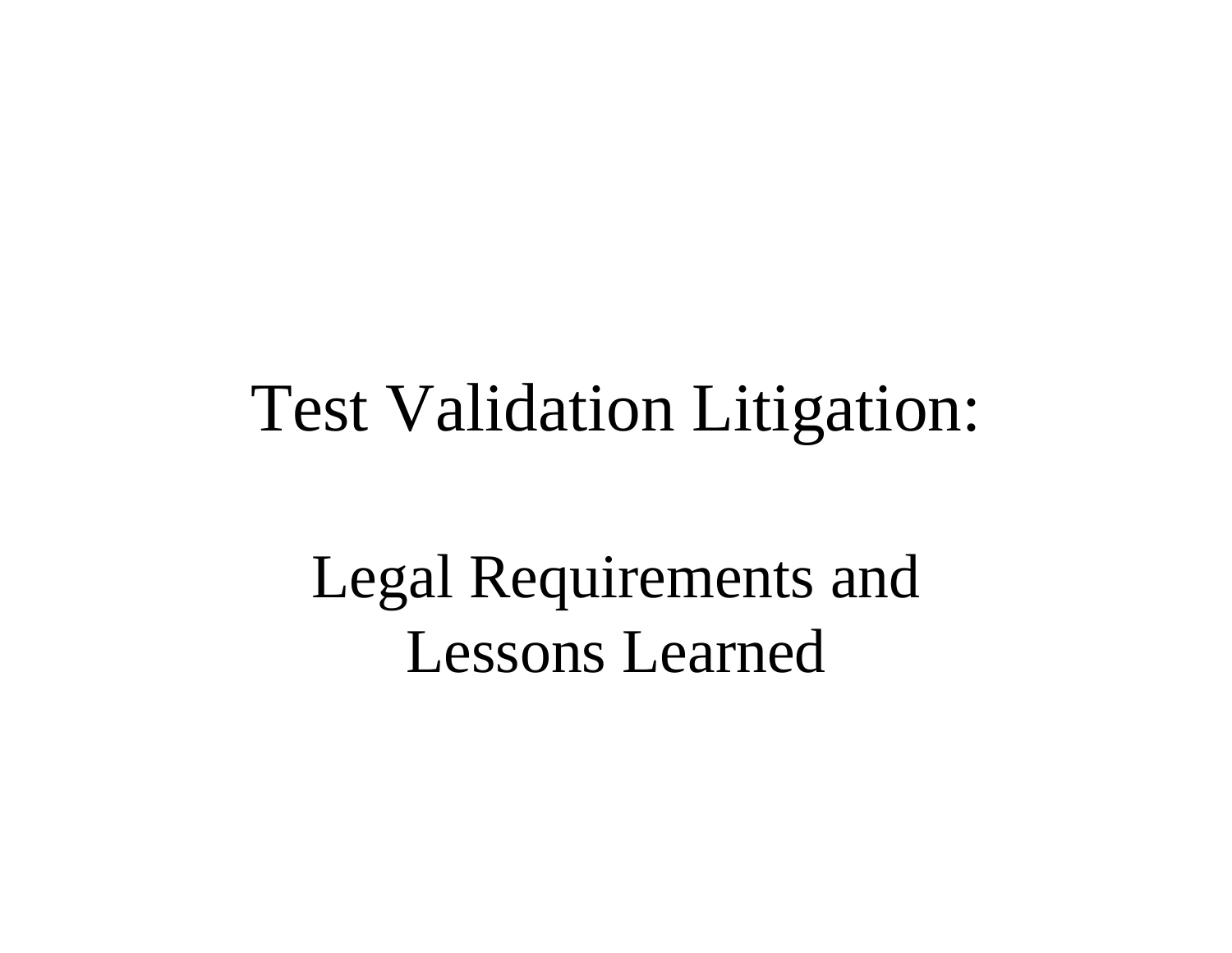# Test Validation Litigation:

## Legal Requirements and Lessons Learned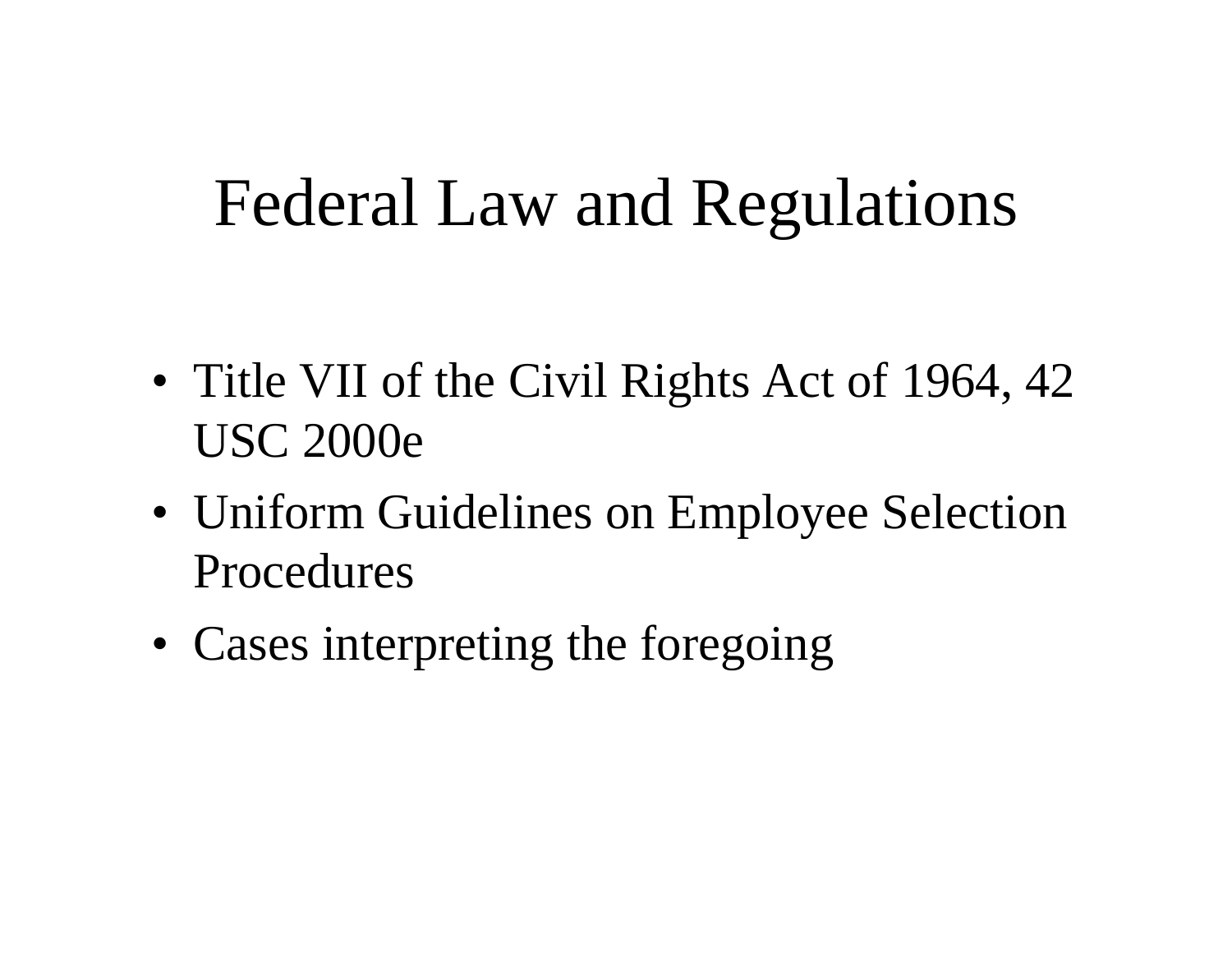# Federal Law and Regulations

- Title VII of the Civil Rights Act of 1964, 42 USC 2000e
- Uniform Guidelines on Employee Selection Procedures
- Cases interpreting the foregoing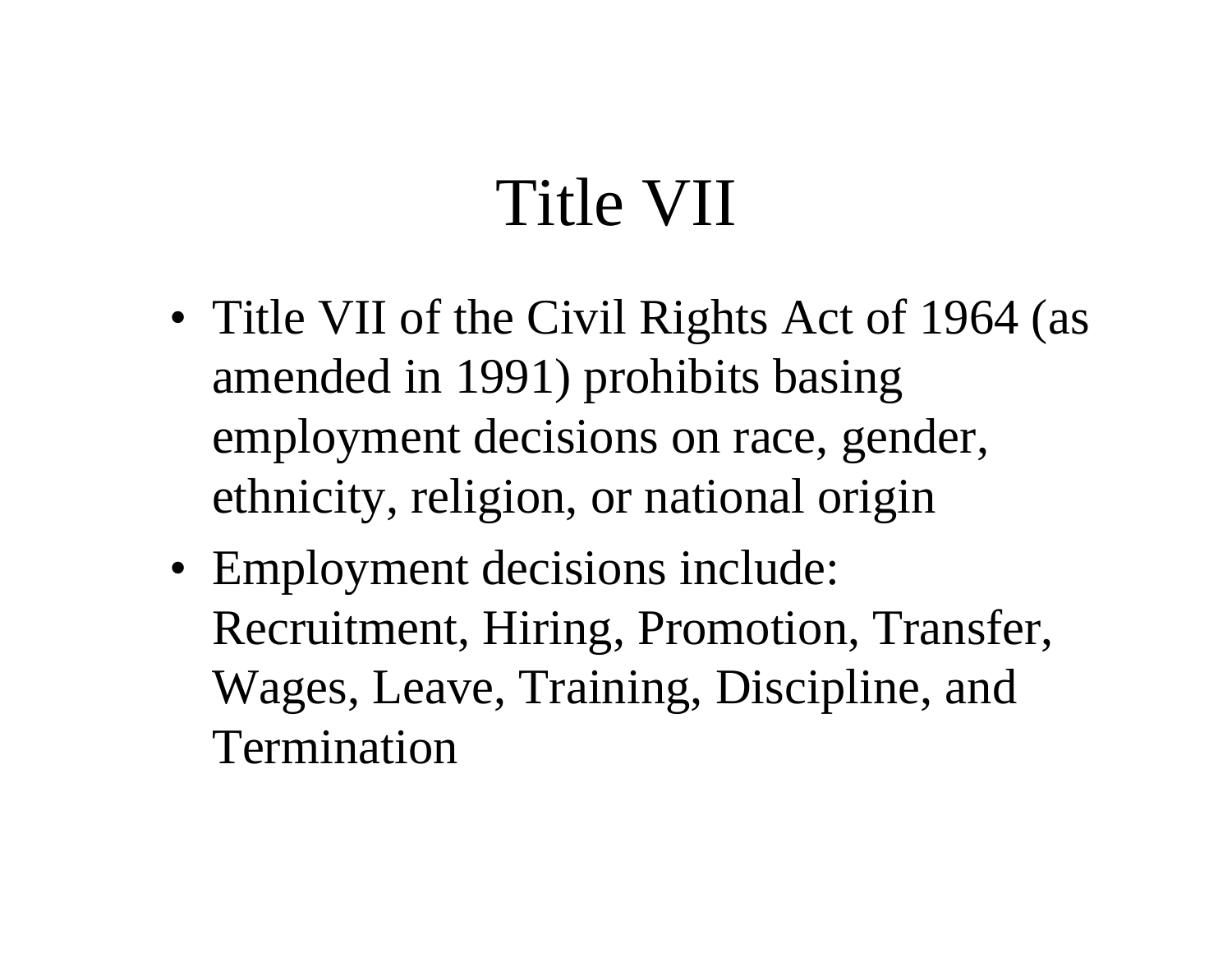# Title VII

- Title VII of the Civil Rights Act of 1964 (as amended in 1991) prohibits basing employment decisions on race, gender, ethnicity, religion, or national origin
- Employment decisions include: Recruitment, Hiring, Promotion, Transfer, Wages, Leave, Training, Discipline, and Termination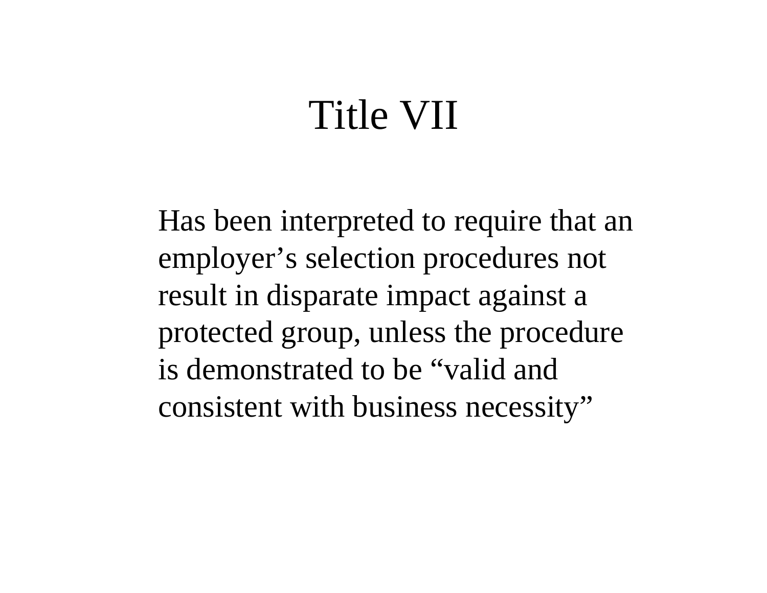# Title VII

Has been interpreted to require that an employer’s selection procedures not result in disparate impact against a protected group, unless the procedure is demonstrated to be “valid and consistent with business necessity”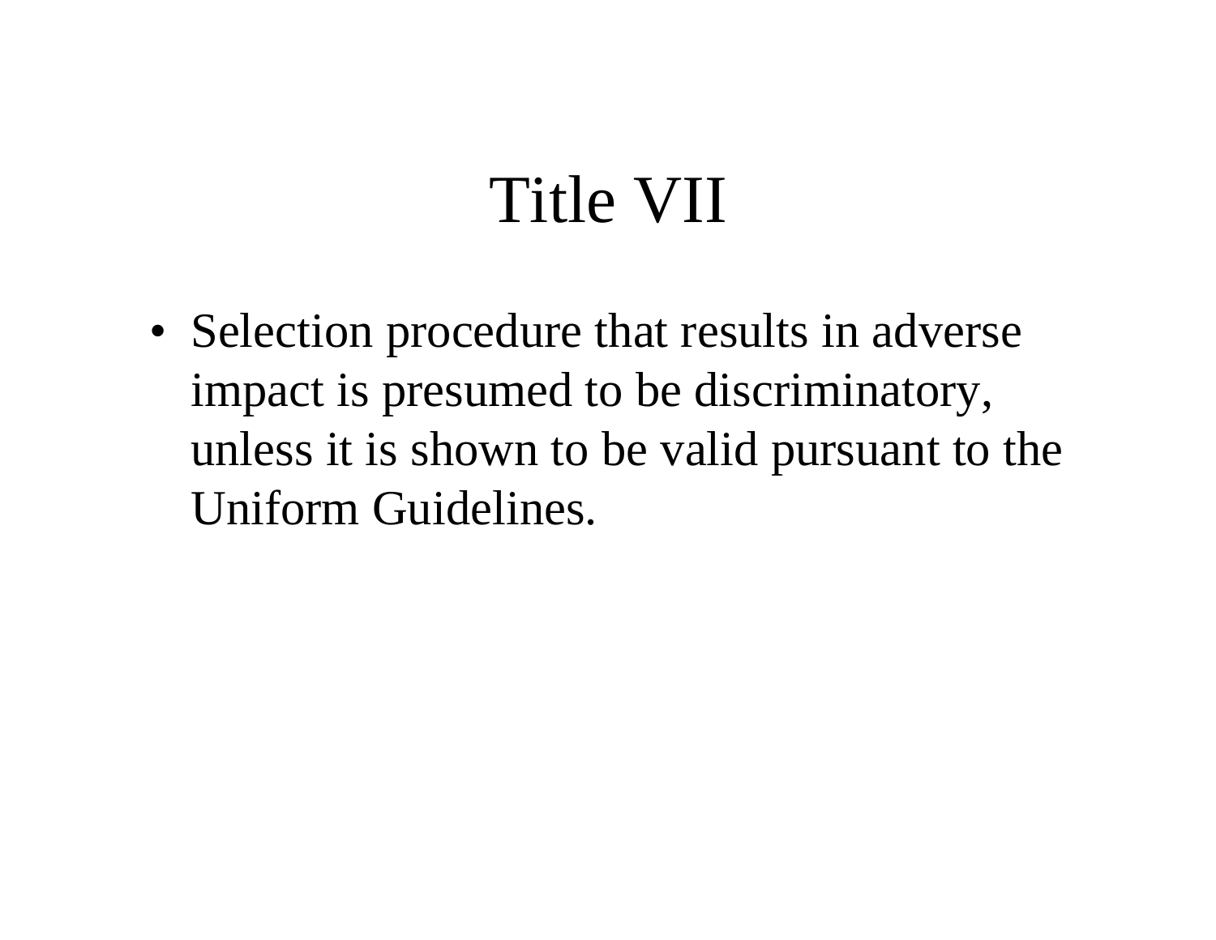# Title VII

- Selection procedure that results in adverse impact is presumed to be discriminatory, unless it is shown to be valid pursuant to the Uniform Guidelines.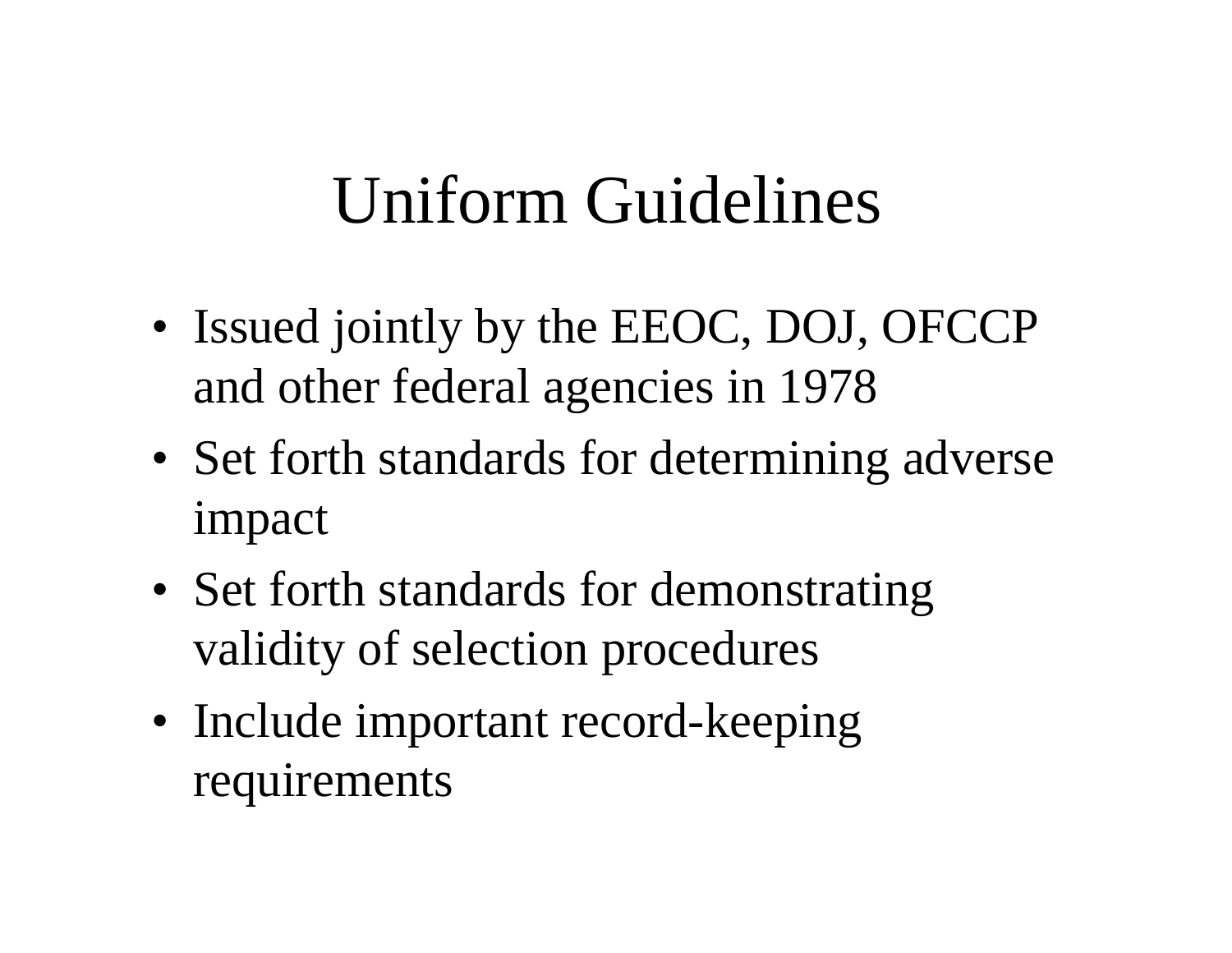# Uniform Guidelines

- Issued jointly by the EEOC, DOJ, OFCCP and other federal agencies in 1978
- Set forth standards for determining adverse impact
- Set forth standards for demonstrating validity of selection procedures
- Include important record-keeping requirements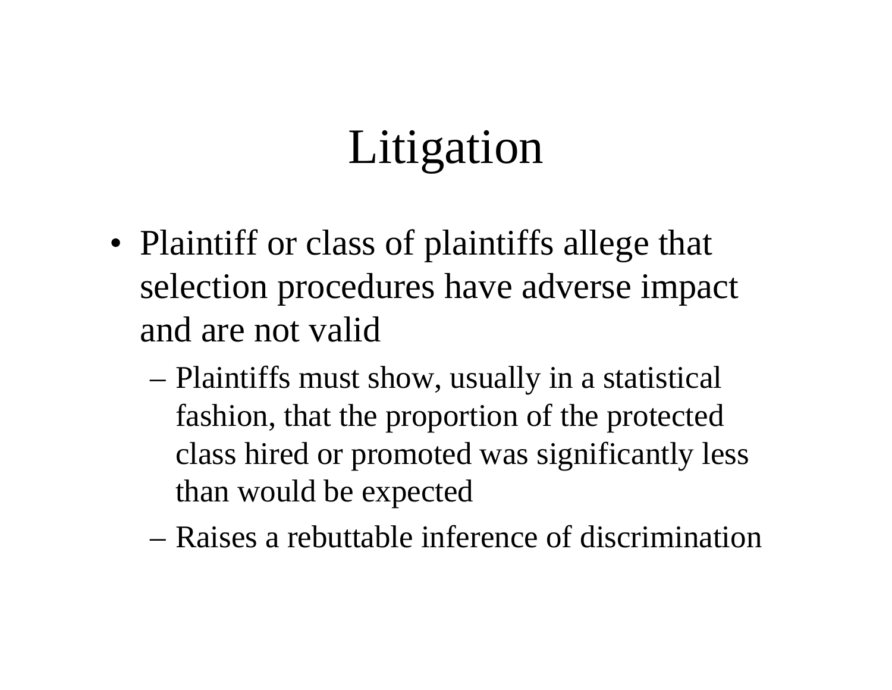# Litigation

- Plaintiff or class of plaintiffs allege that selection procedures have adverse impact and are not valid
  - Plaintiffs must show, usually in a statistical fashion, that the proportion of the protected class hired or promoted was significantly less than would be expected
  - Raises a rebuttable inference of discrimination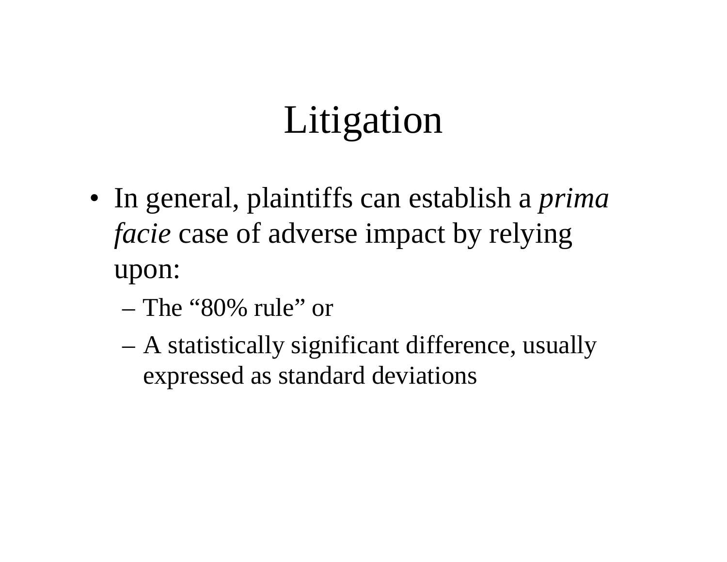# Litigation

- In general, plaintiffs can establish a *prima facie* case of adverse impact by relying upon:
  - The "80% rule" or
  - A statistically significant difference, usually expressed as standard deviations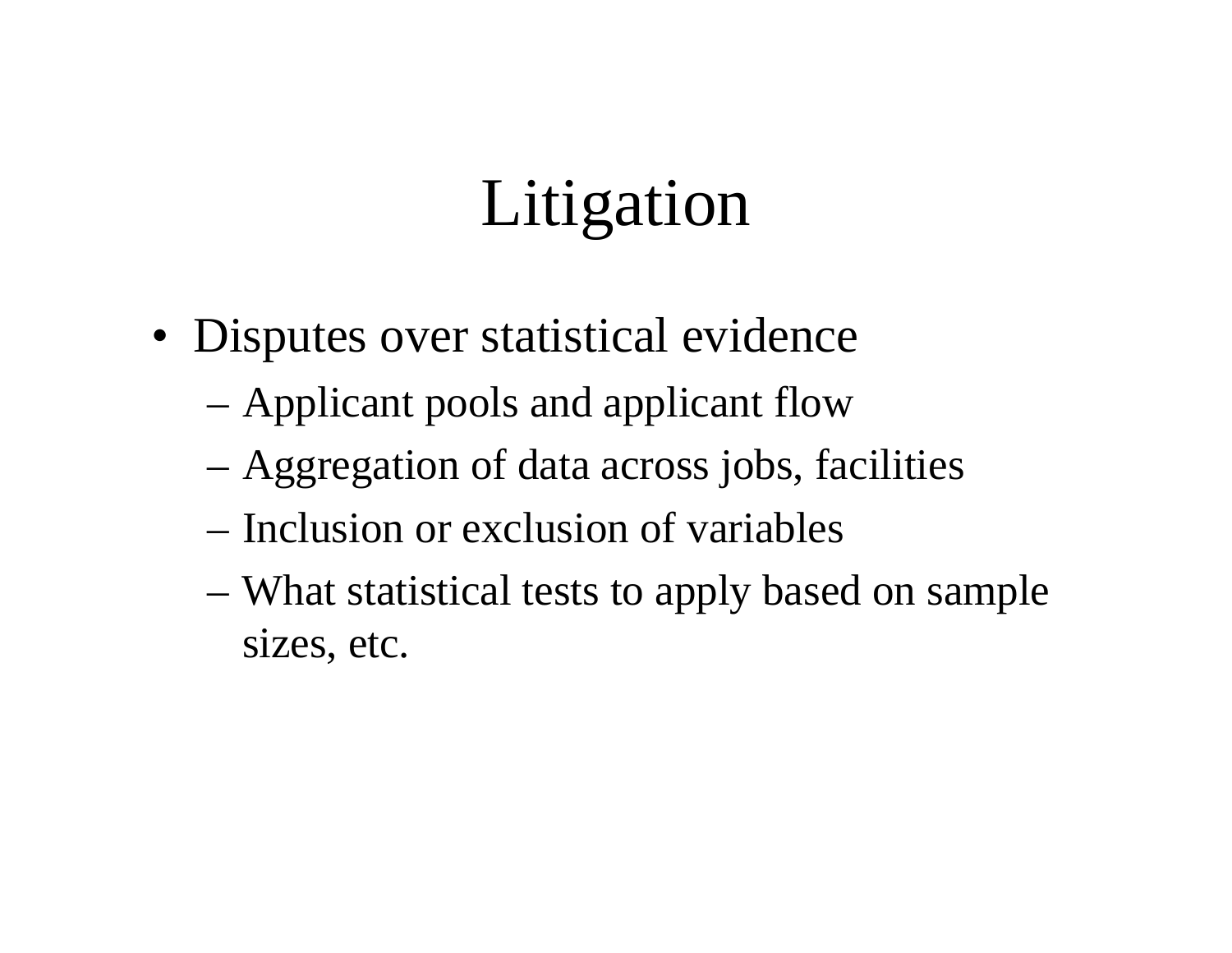# Litigation

- Disputes over statistical evidence
  - Applicant pools and applicant flow
  - Aggregation of data across jobs, facilities
  - Inclusion or exclusion of variables
  - What statistical tests to apply based on sample sizes, etc.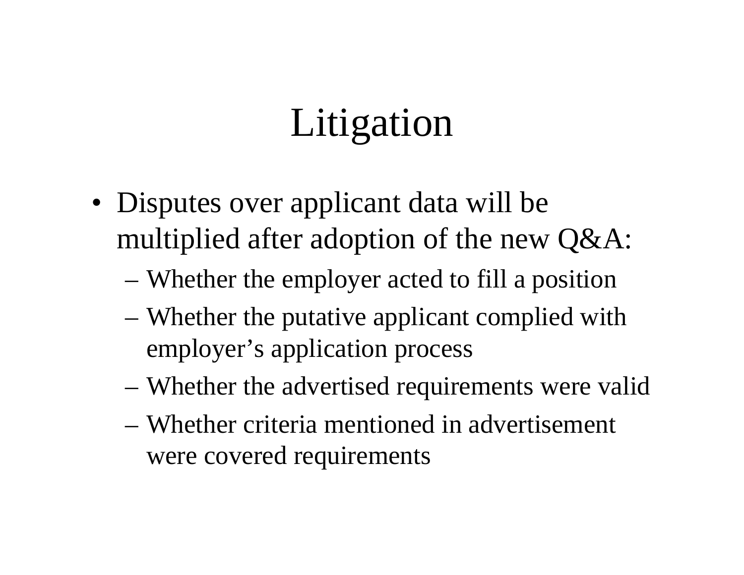# Litigation

- Disputes over applicant data will be multiplied after adoption of the new Q&A:
  - Whether the employer acted to fill a position
  - Whether the putative applicant complied with employer's application process
  - Whether the advertised requirements were valid
  - Whether criteria mentioned in advertisement were covered requirements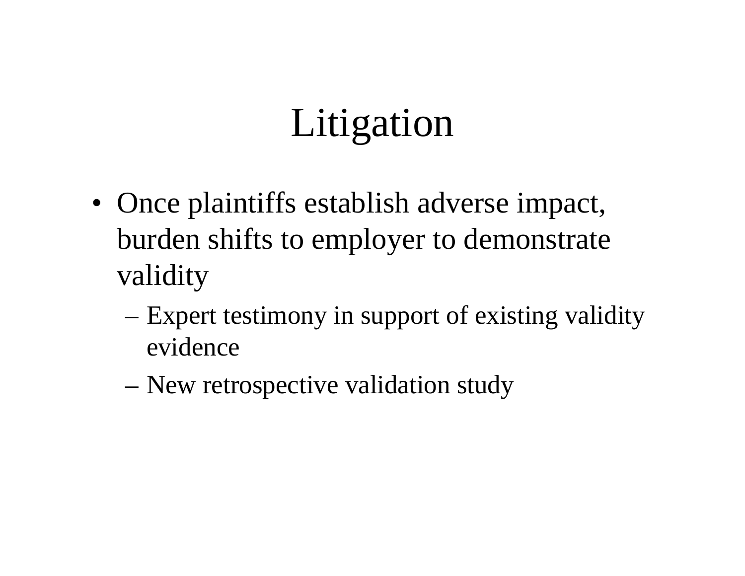# Litigation

- Once plaintiffs establish adverse impact, burden shifts to employer to demonstrate validity
  - Expert testimony in support of existing validity evidence
  - New retrospective validation study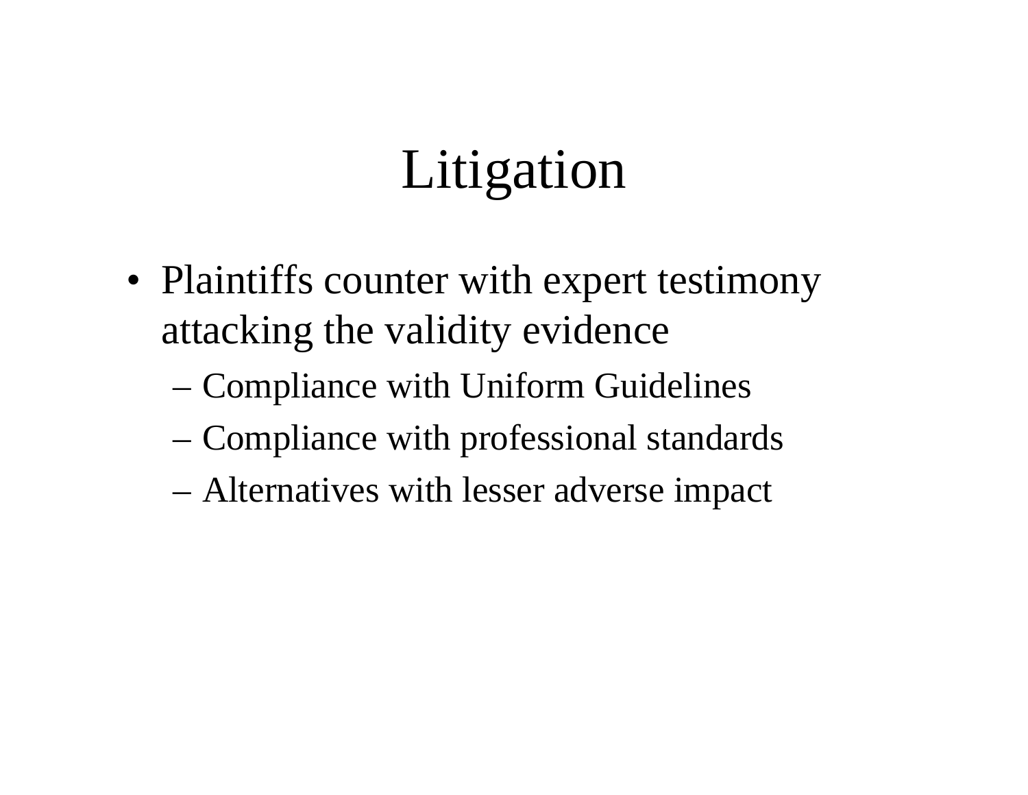# Litigation

- Plaintiffs counter with expert testimony attacking the validity evidence
  - Compliance with Uniform Guidelines
  - Compliance with professional standards
  - Alternatives with lesser adverse impact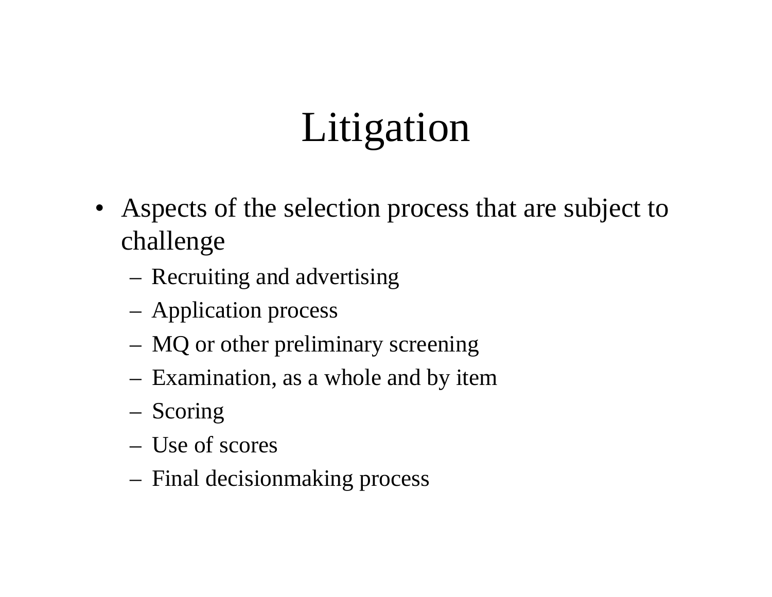# Litigation

- Aspects of the selection process that are subject to challenge
  - Recruiting and advertising
  - Application process
  - MQ or other preliminary screening
  - Examination, as a whole and by item
  - Scoring
  - Use of scores
  - Final decisionmaking process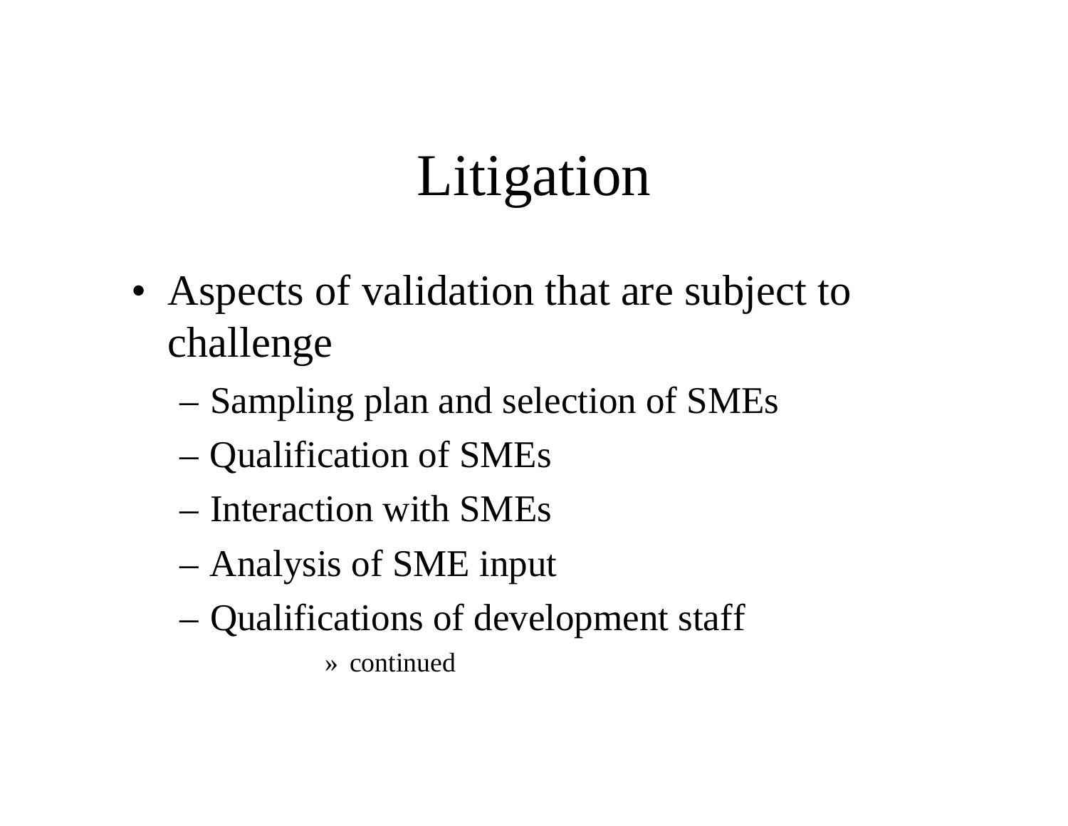# Litigation

- Aspects of validation that are subject to challenge
  - Sampling plan and selection of SMEs
  - Qualification of SMEs
  - Interaction with SMEs
  - Analysis of SME input
  - Qualifications of development staff
    - » continued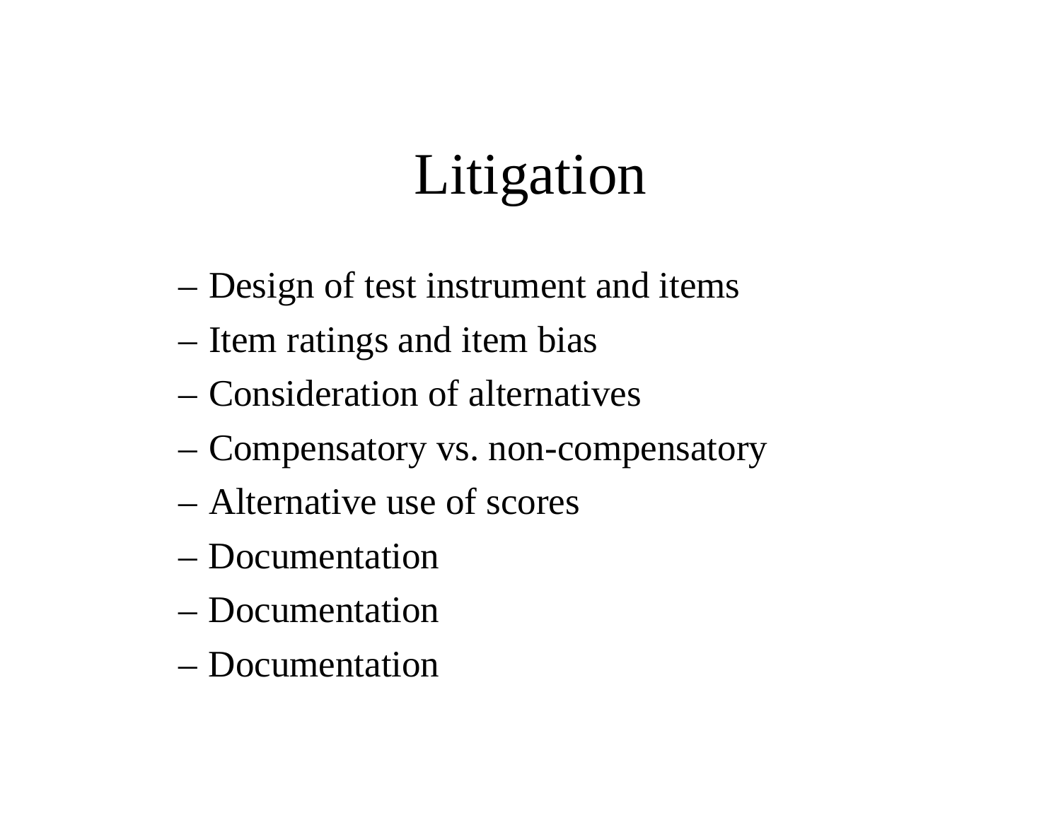# Litigation

- Design of test instrument and items
- Item ratings and item bias
- Consideration of alternatives
- Compensatory vs. non-compensatory
- Alternative use of scores
- Documentation
- Documentation
- Documentation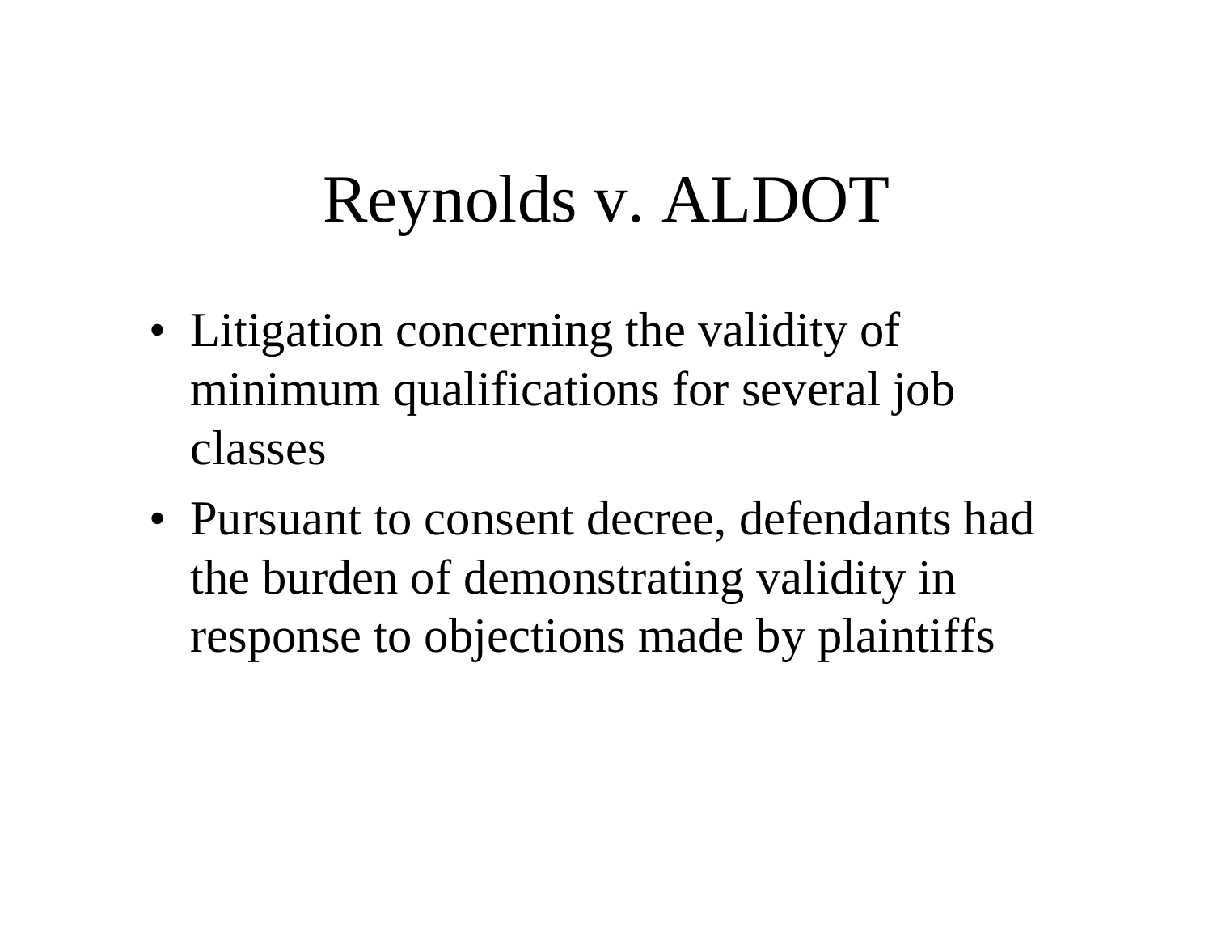# Reynolds v. ALDOT

- Litigation concerning the validity of minimum qualifications for several job classes
- Pursuant to consent decree, defendants had the burden of demonstrating validity in response to objections made by plaintiffs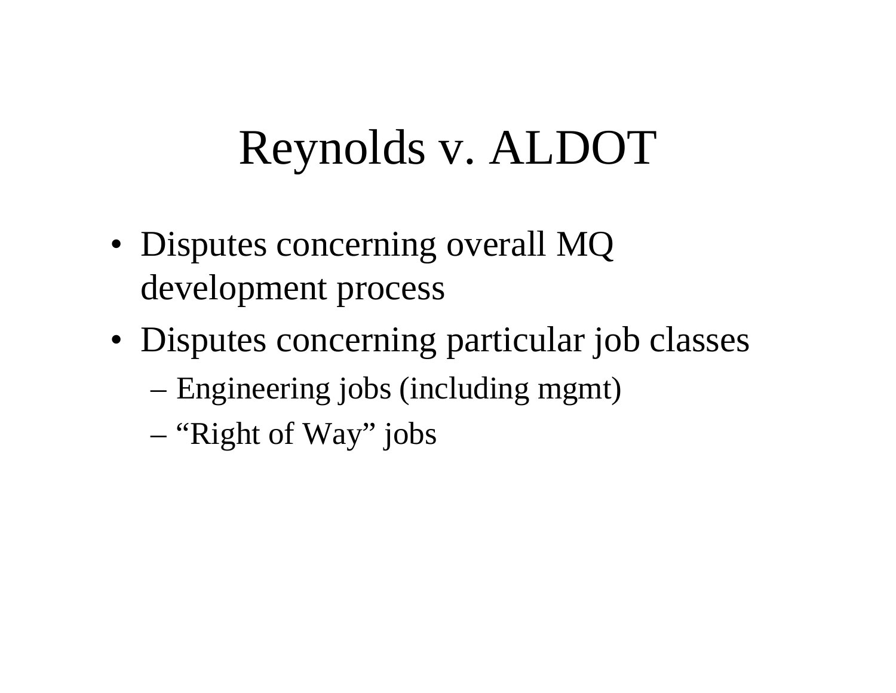# Reynolds v. ALDOT

- Disputes concerning overall MQ development process
- Disputes concerning particular job classes
  - Engineering jobs (including mgmt)
  - "Right of Way" jobs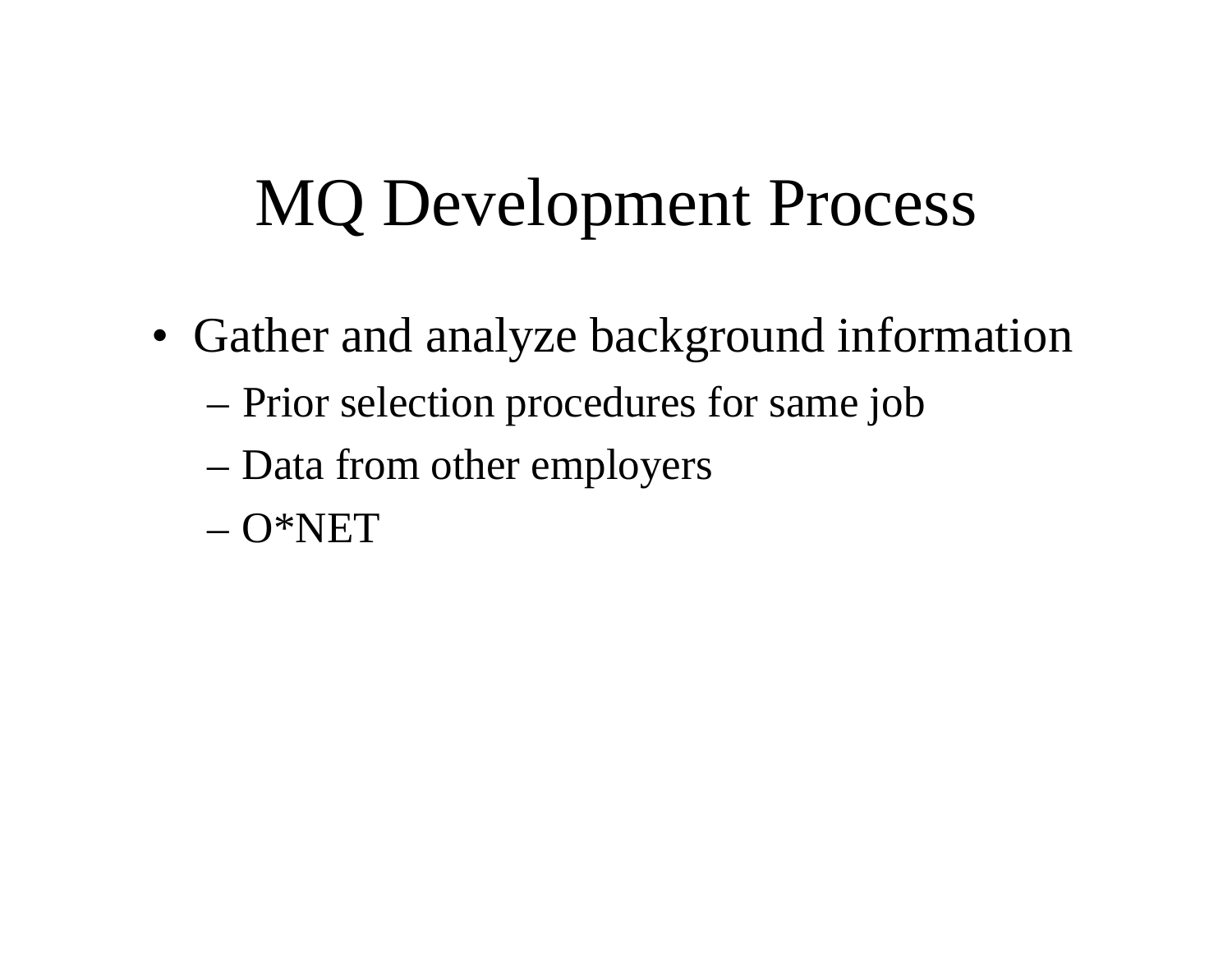# MQ Development Process

- Gather and analyze background information
  - Prior selection procedures for same job
  - Data from other employers
  - O*NET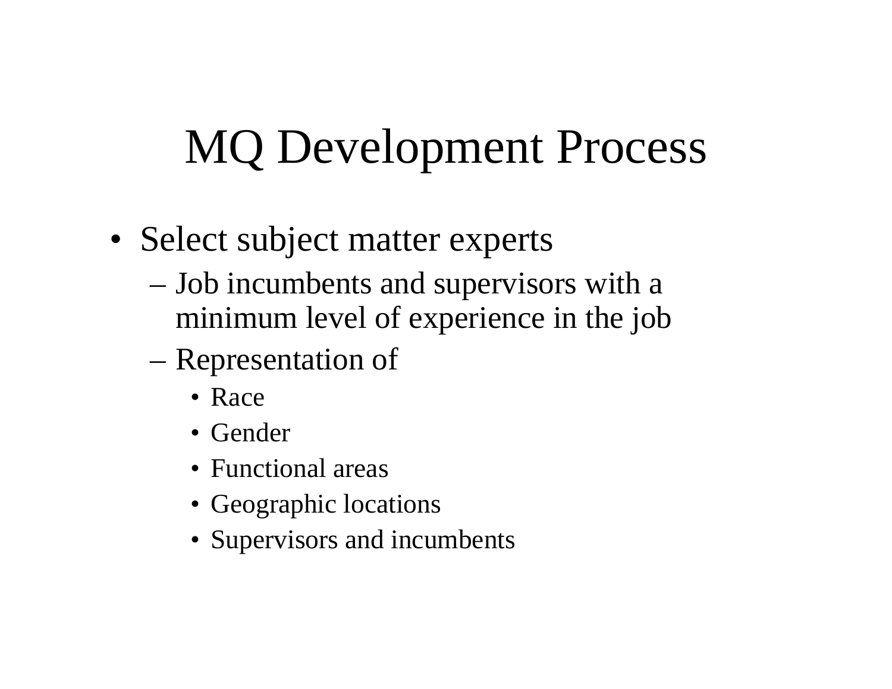# MQ Development Process

- Select subject matter experts
  - Job incumbents and supervisors with a minimum level of experience in the job
  - Representation of
    - Race
    - Gender
    - Functional areas
    - Geographic locations
    - Supervisors and incumbents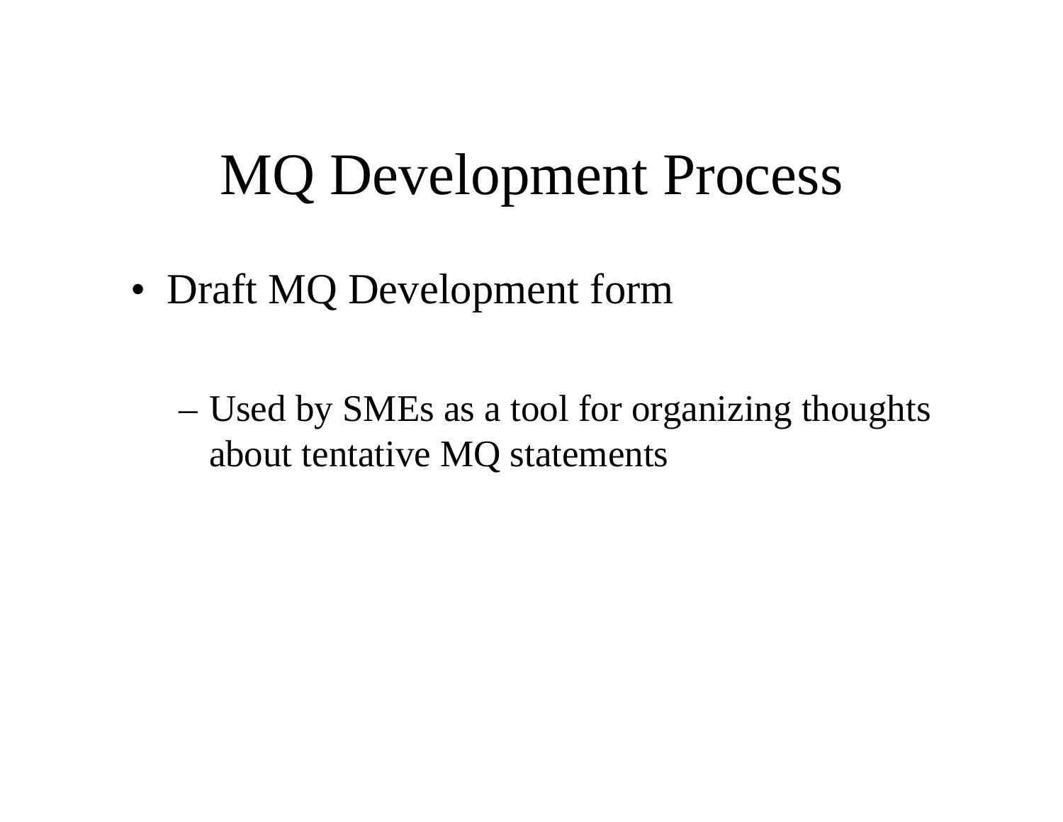# MQ Development Process

- Draft MQ Development form
  - Used by SMEs as a tool for organizing thoughts about tentative MQ statements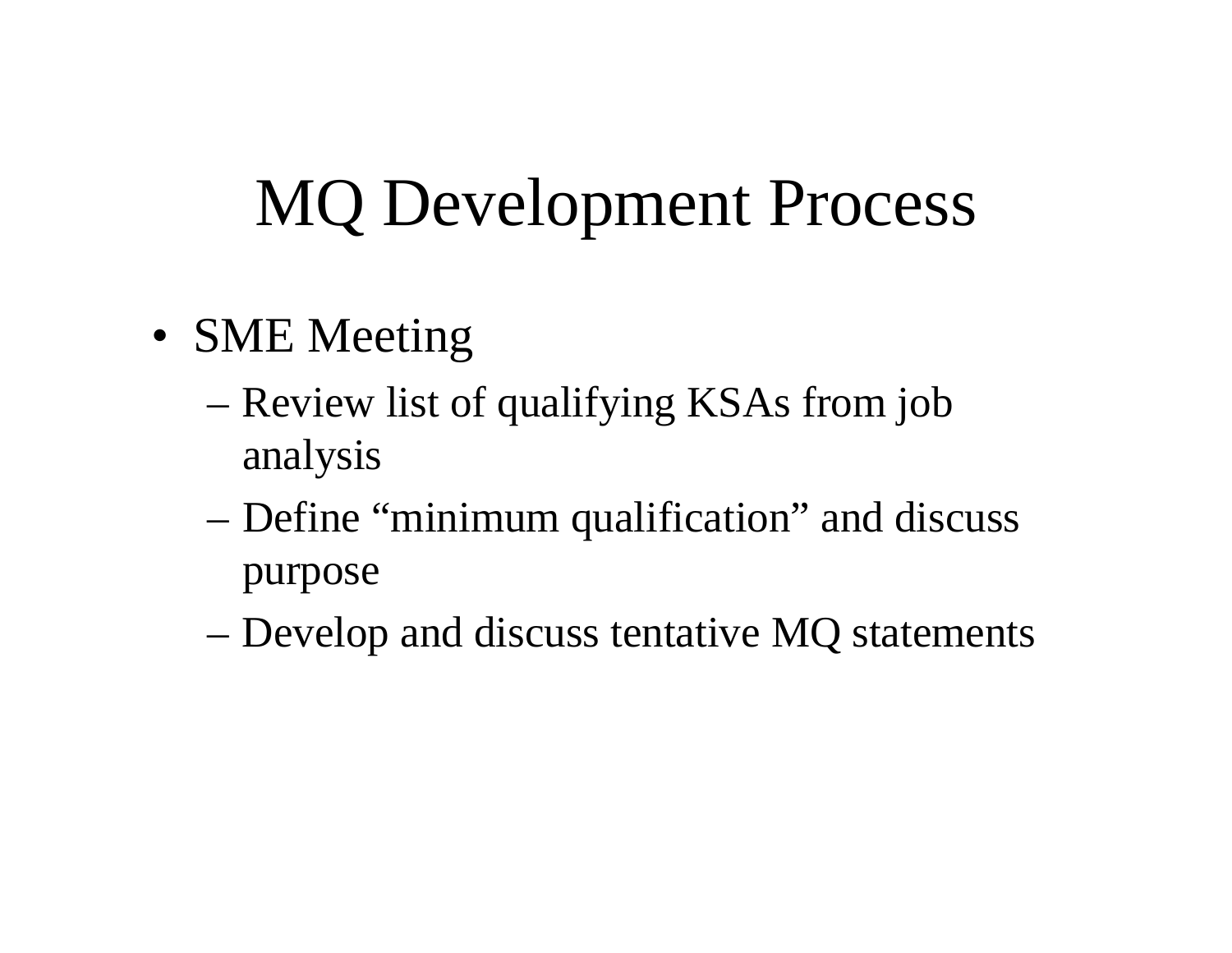# MQ Development Process

- SME Meeting
  - Review list of qualifying KSAs from job analysis
  - Define “minimum qualification” and discuss purpose
  - Develop and discuss tentative MQ statements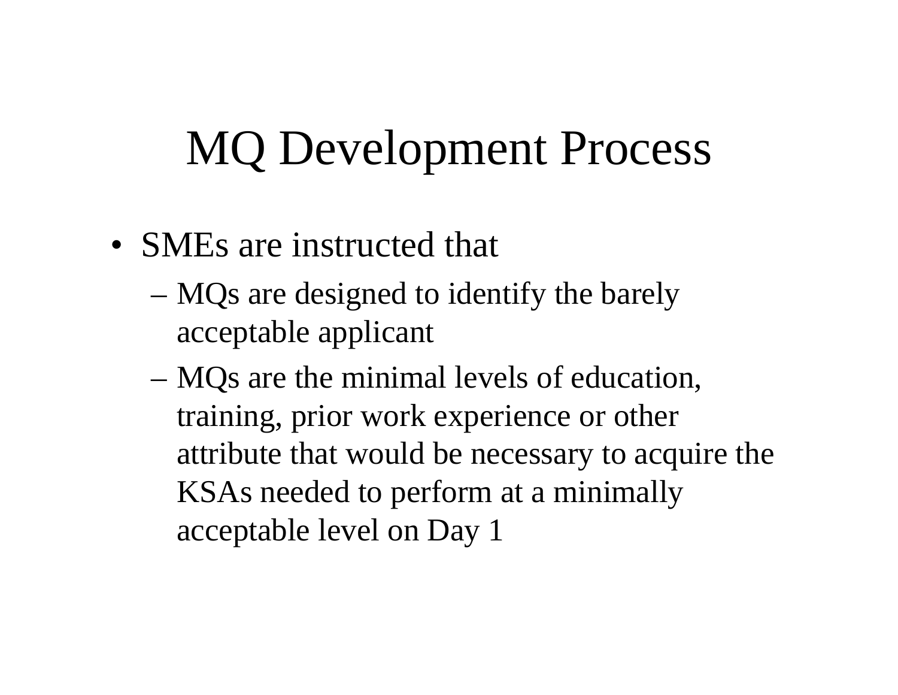# MQ Development Process

- SMEs are instructed that
  - MQs are designed to identify the barely acceptable applicant
  - MQs are the minimal levels of education, training, prior work experience or other attribute that would be necessary to acquire the KSAs needed to perform at a minimally acceptable level on Day 1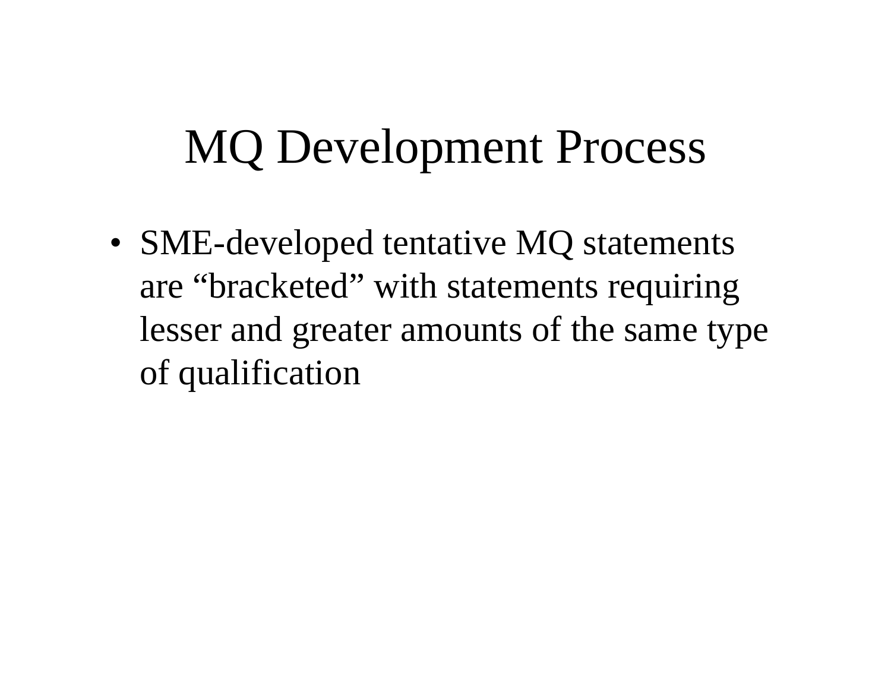# MQ Development Process

- SME-developed tentative MQ statements are “bracketed” with statements requiring lesser and greater amounts of the same type of qualification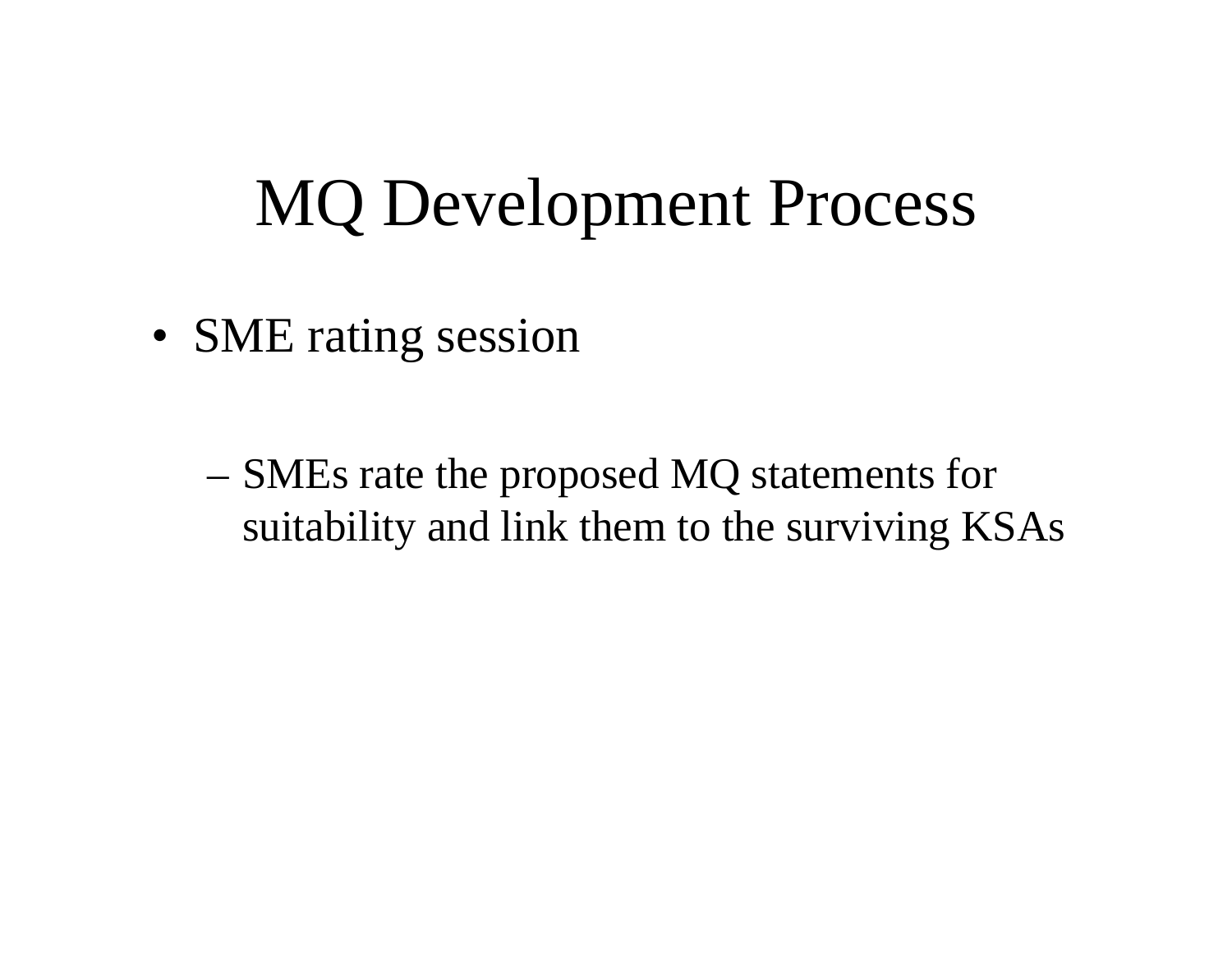# MQ Development Process

- SME rating session
  - SMEs rate the proposed MQ statements for suitability and link them to the surviving KSAs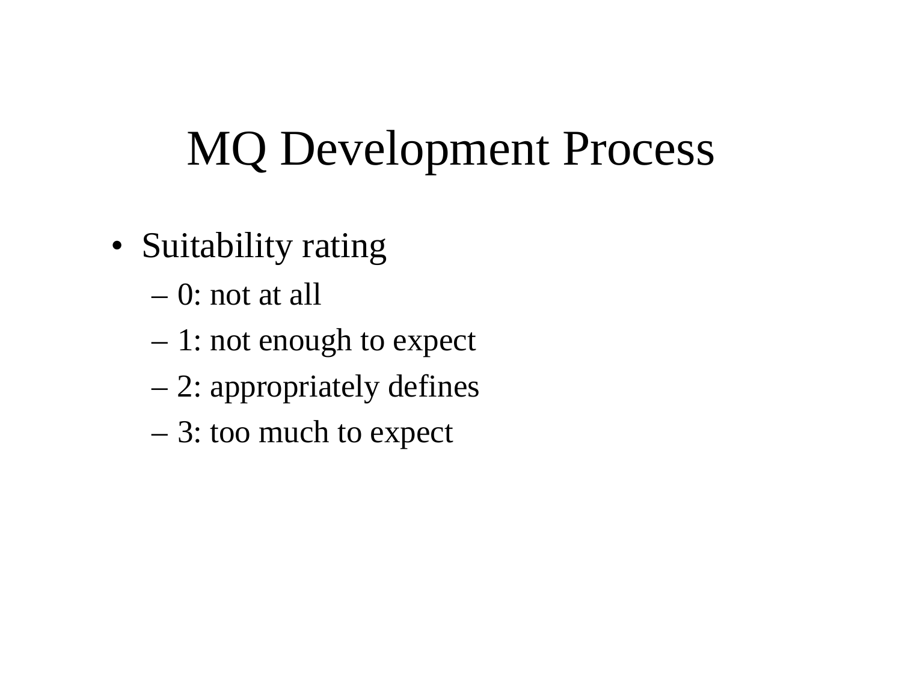# MQ Development Process

- Suitability rating
  - 0: not at all
  - 1: not enough to expect
  - 2: appropriately defines
  - 3: too much to expect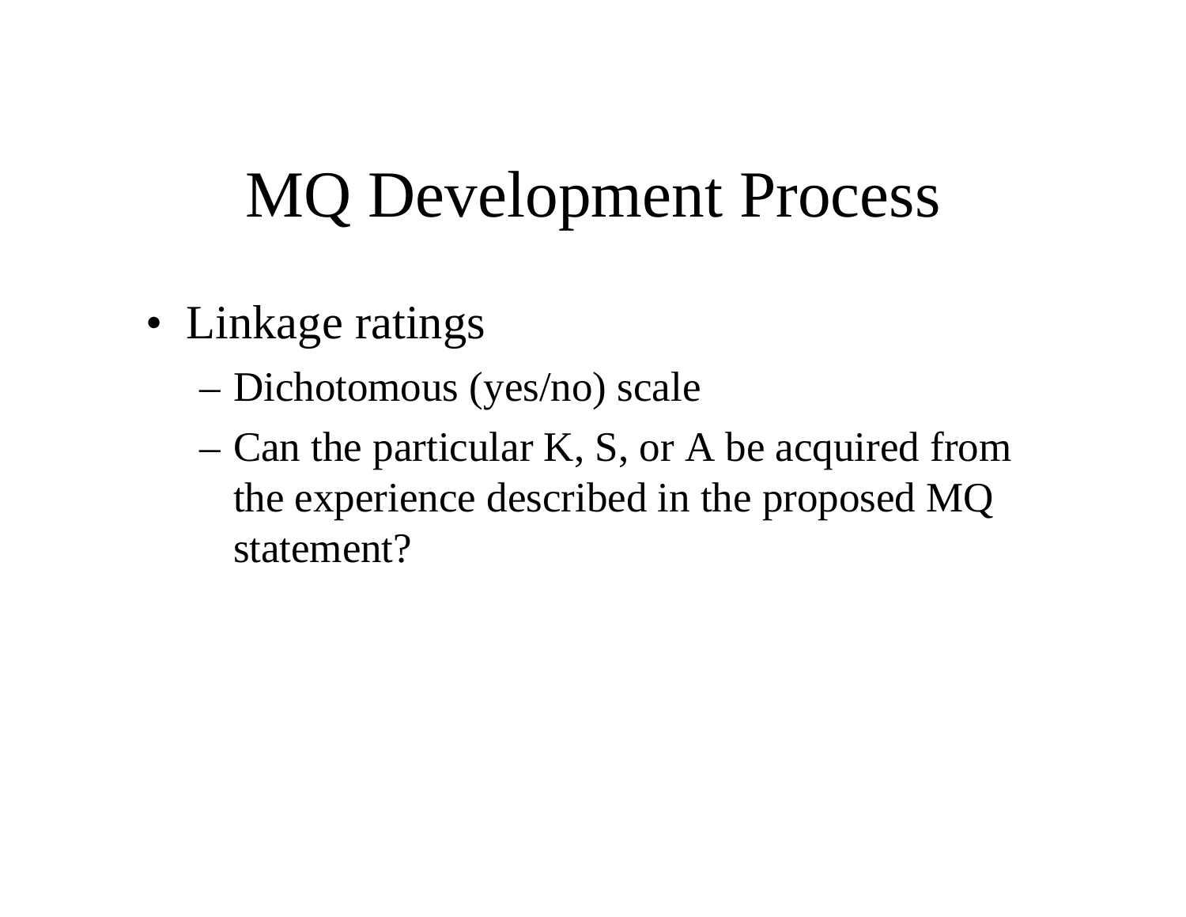# MQ Development Process

- Linkage ratings
  - Dichotomous (yes/no) scale
  - Can the particular K, S, or A be acquired from the experience described in the proposed MQ statement?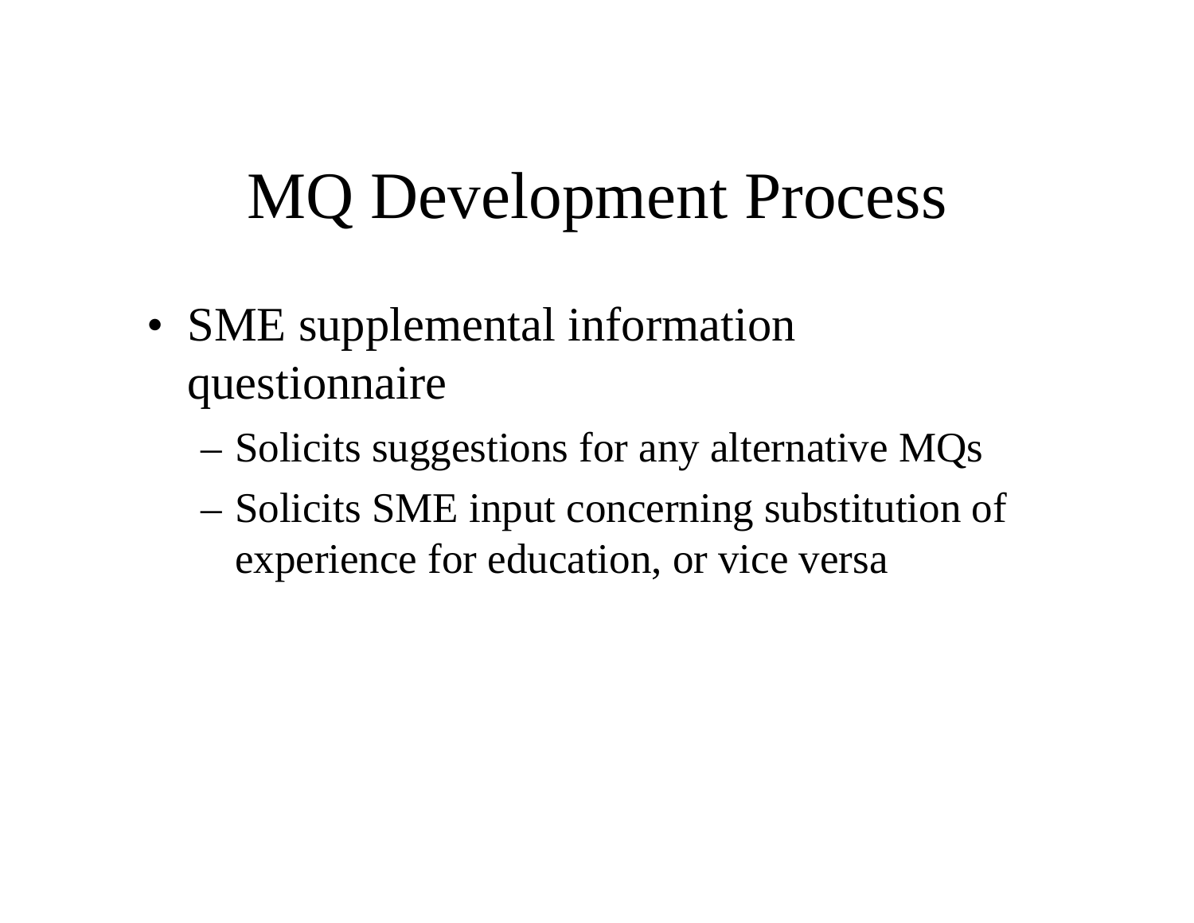# MQ Development Process

- SME supplemental information questionnaire
  - Solicits suggestions for any alternative MQs
  - Solicits SME input concerning substitution of experience for education, or vice versa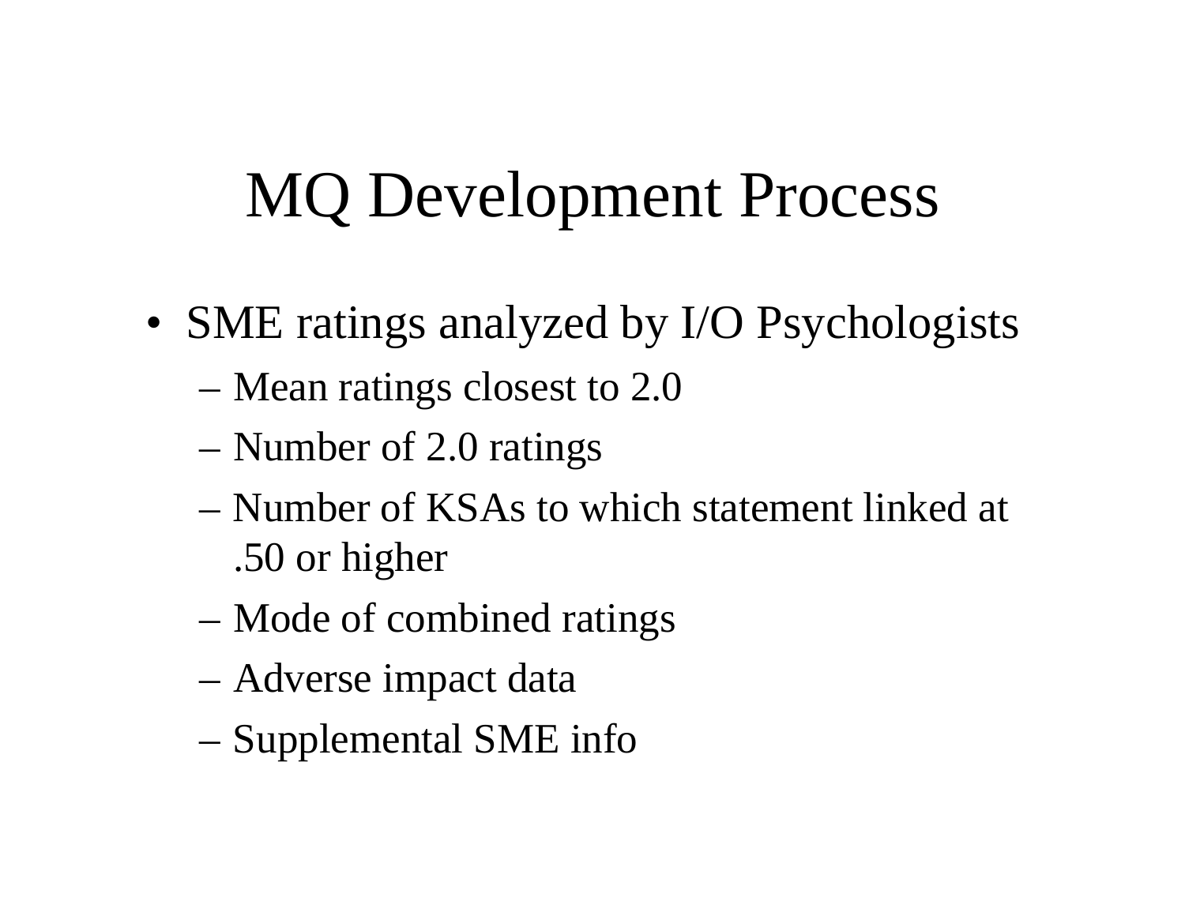# MQ Development Process

- SME ratings analyzed by I/O Psychologists
  - Mean ratings closest to 2.0
  - Number of 2.0 ratings
  - Number of KSAs to which statement linked at .50 or higher
  - Mode of combined ratings
  - Adverse impact data
  - Supplemental SME info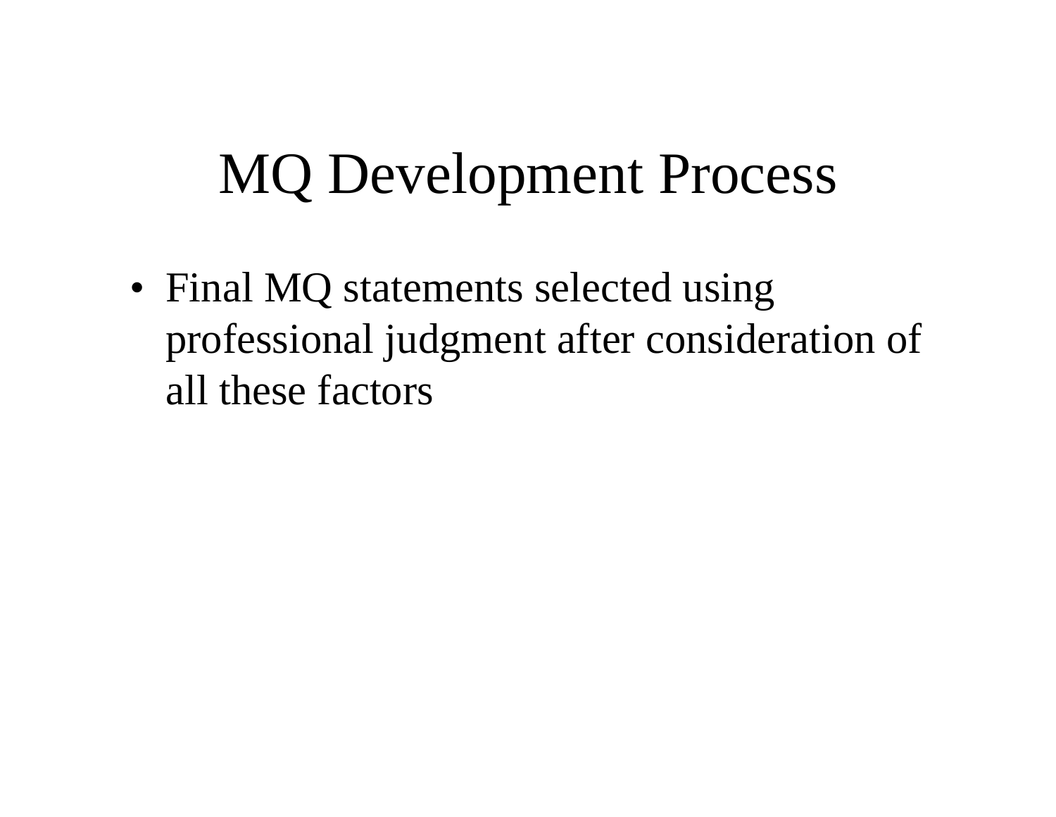# MQ Development Process

- Final MQ statements selected using professional judgment after consideration of all these factors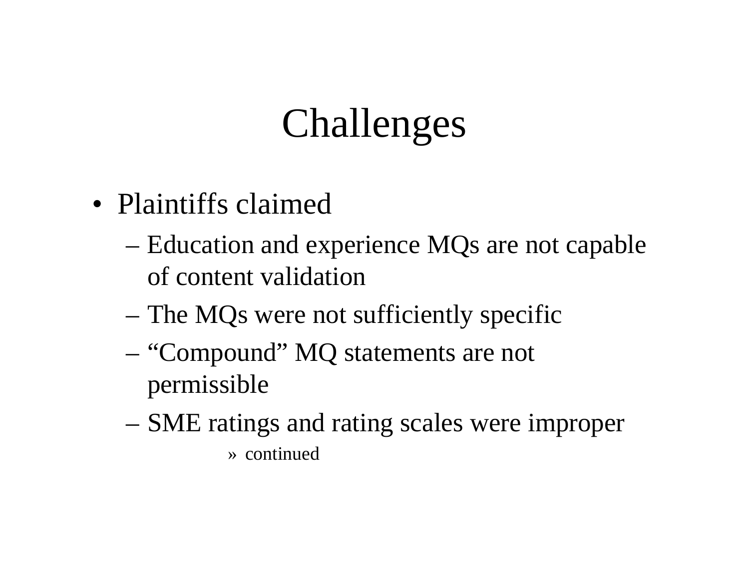# Challenges

- Plaintiffs claimed
  - Education and experience MQs are not capable of content validation
  - The MQs were not sufficiently specific
  - "Compound" MQ statements are not permissible
  - SME ratings and rating scales were improper
    - » continued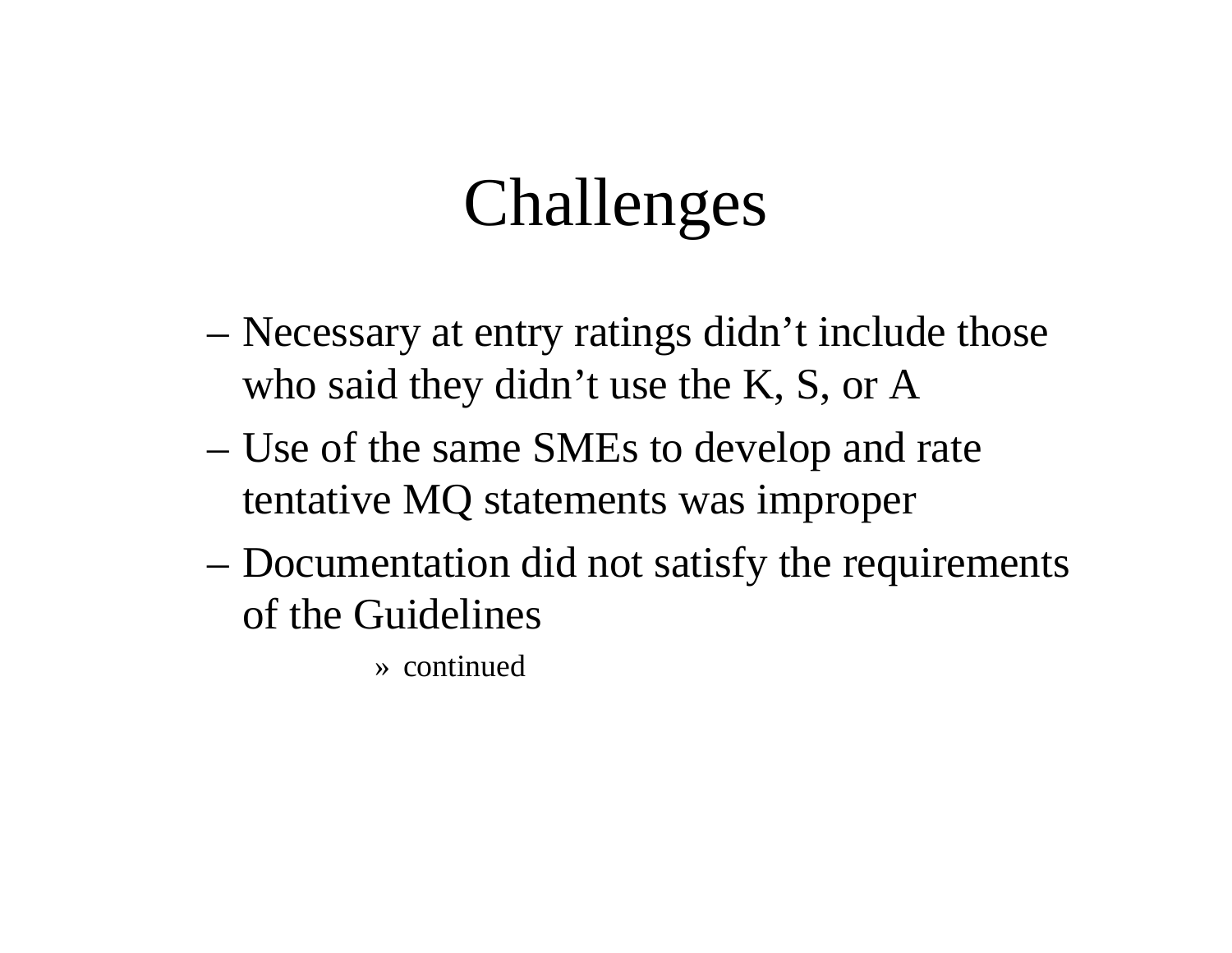# Challenges

- Necessary at entry ratings didn’t include those who said they didn’t use the K, S, or A
- Use of the same SMEs to develop and rate tentative MQ statements was improper
- Documentation did not satisfy the requirements of the Guidelines
    - » continued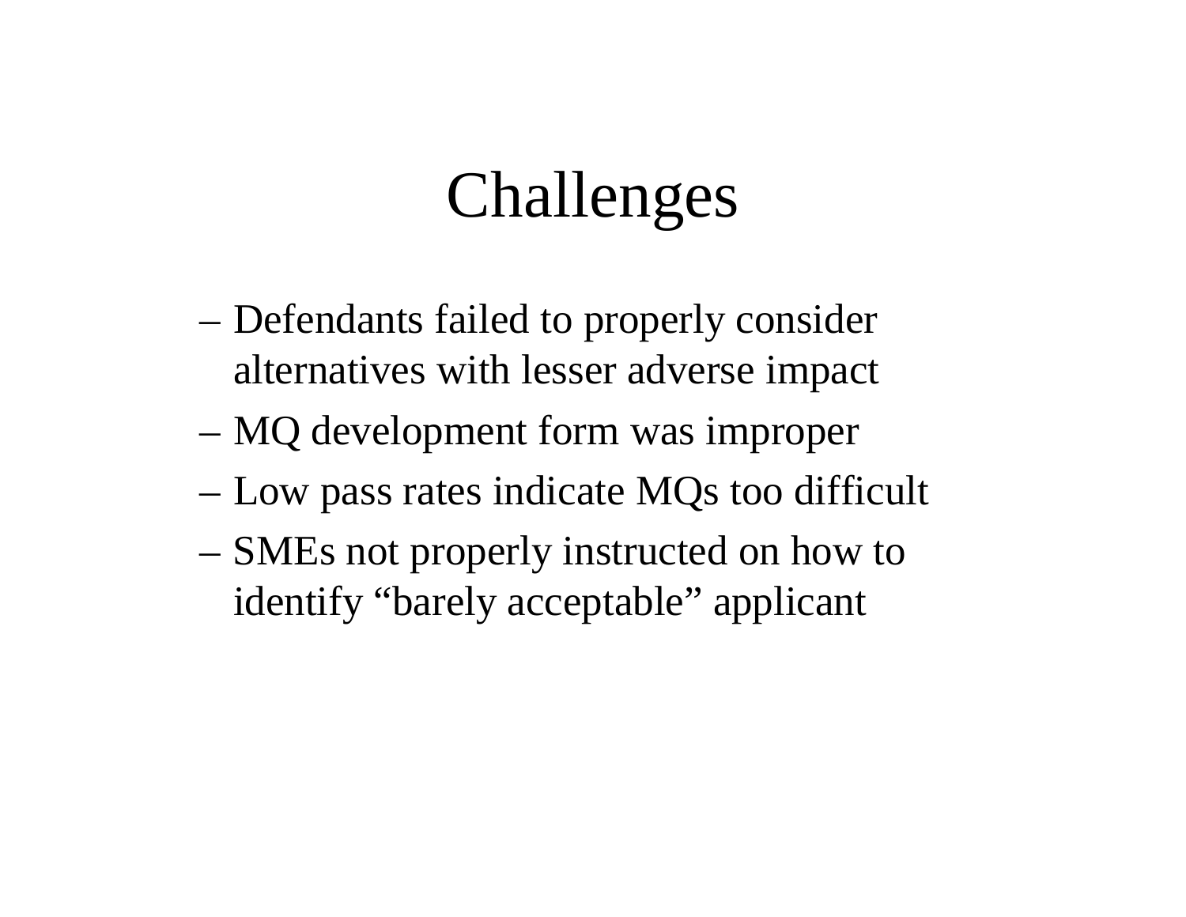# Challenges

- Defendants failed to properly consider alternatives with lesser adverse impact
- MQ development form was improper
- Low pass rates indicate MQs too difficult
- SMEs not properly instructed on how to identify “barely acceptable” applicant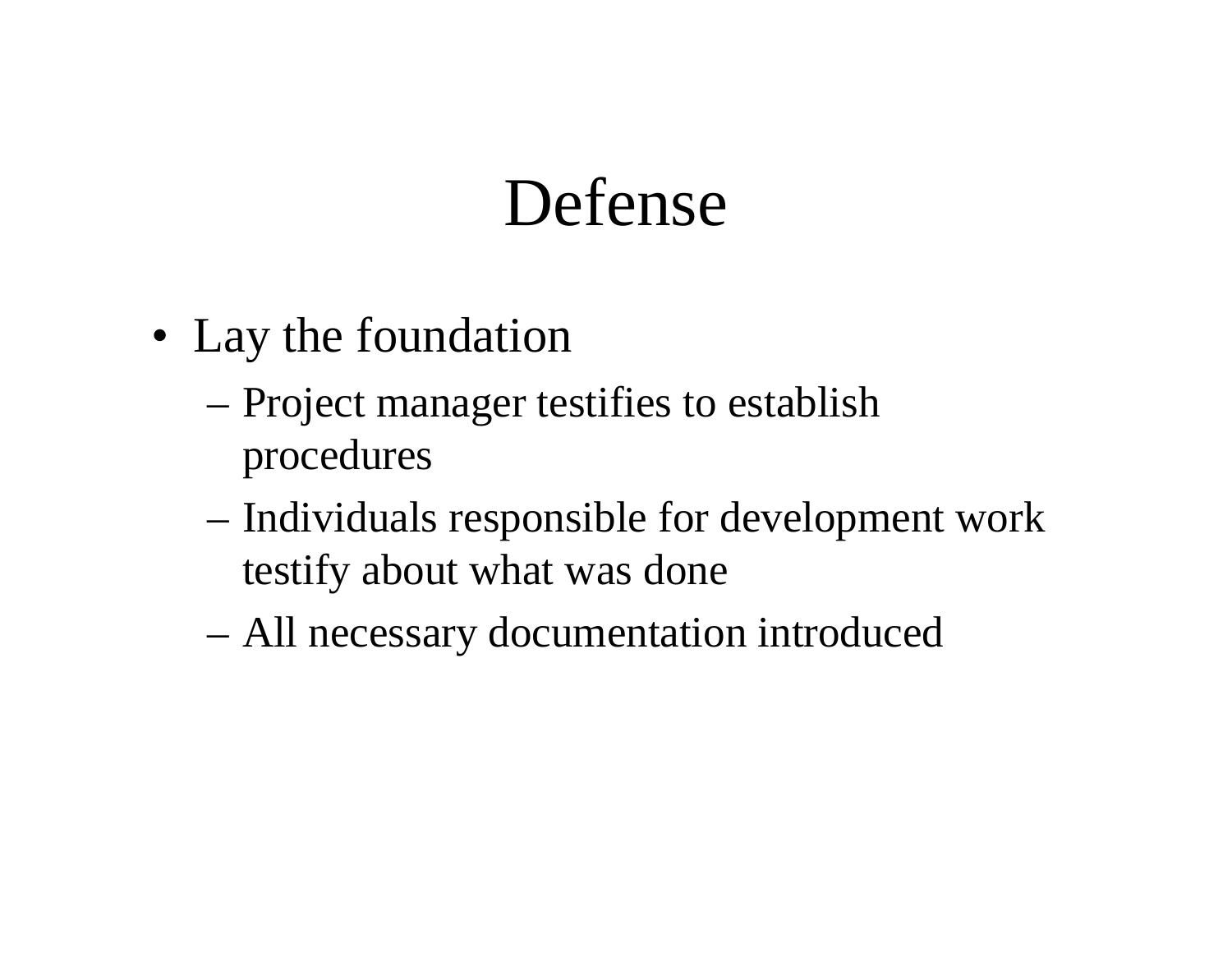# Defense

- Lay the foundation
  - Project manager testifies to establish procedures
  - Individuals responsible for development work testify about what was done
  - All necessary documentation introduced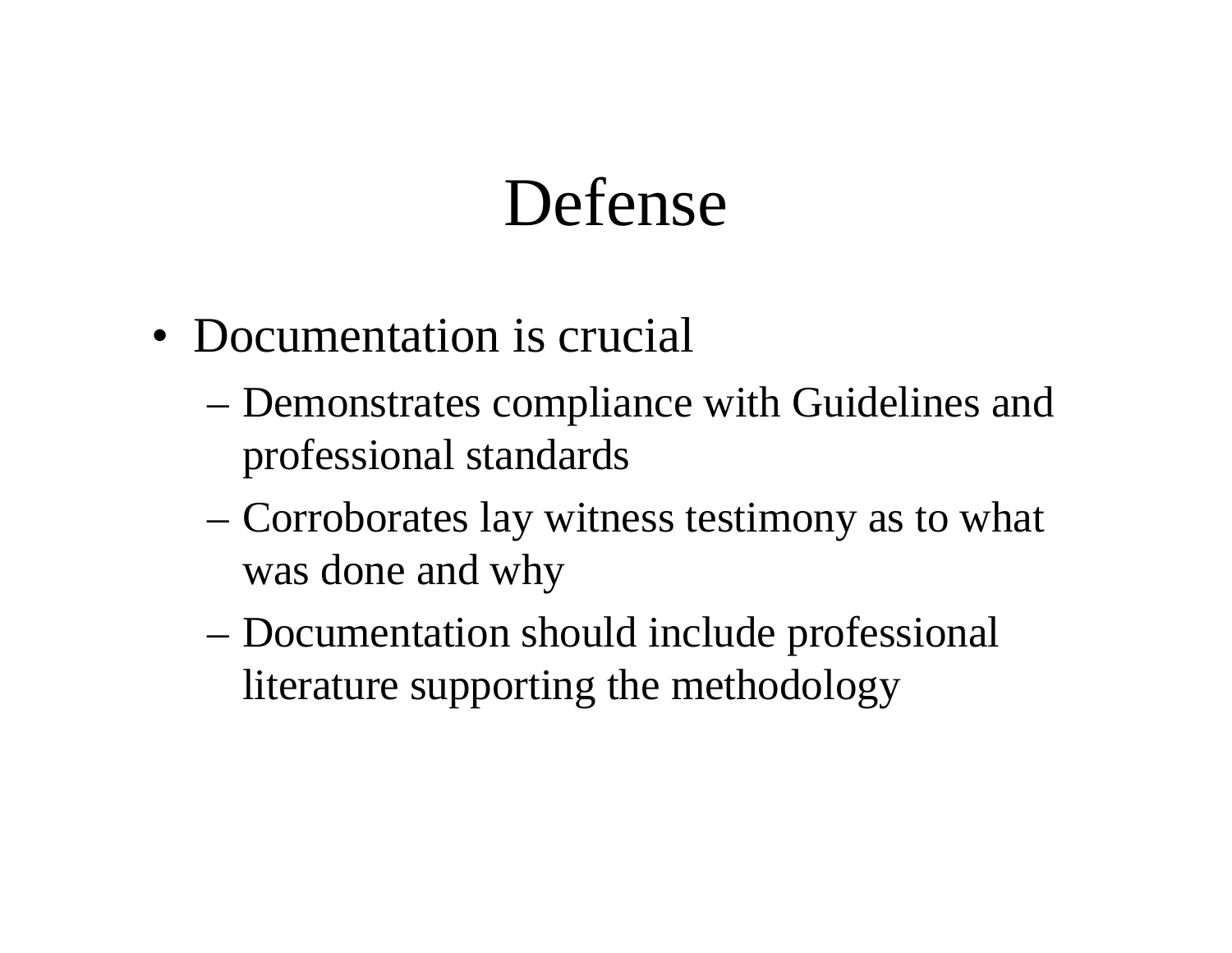# Defense

- Documentation is crucial
  - Demonstrates compliance with Guidelines and professional standards
  - Corroborates lay witness testimony as to what was done and why
  - Documentation should include professional literature supporting the methodology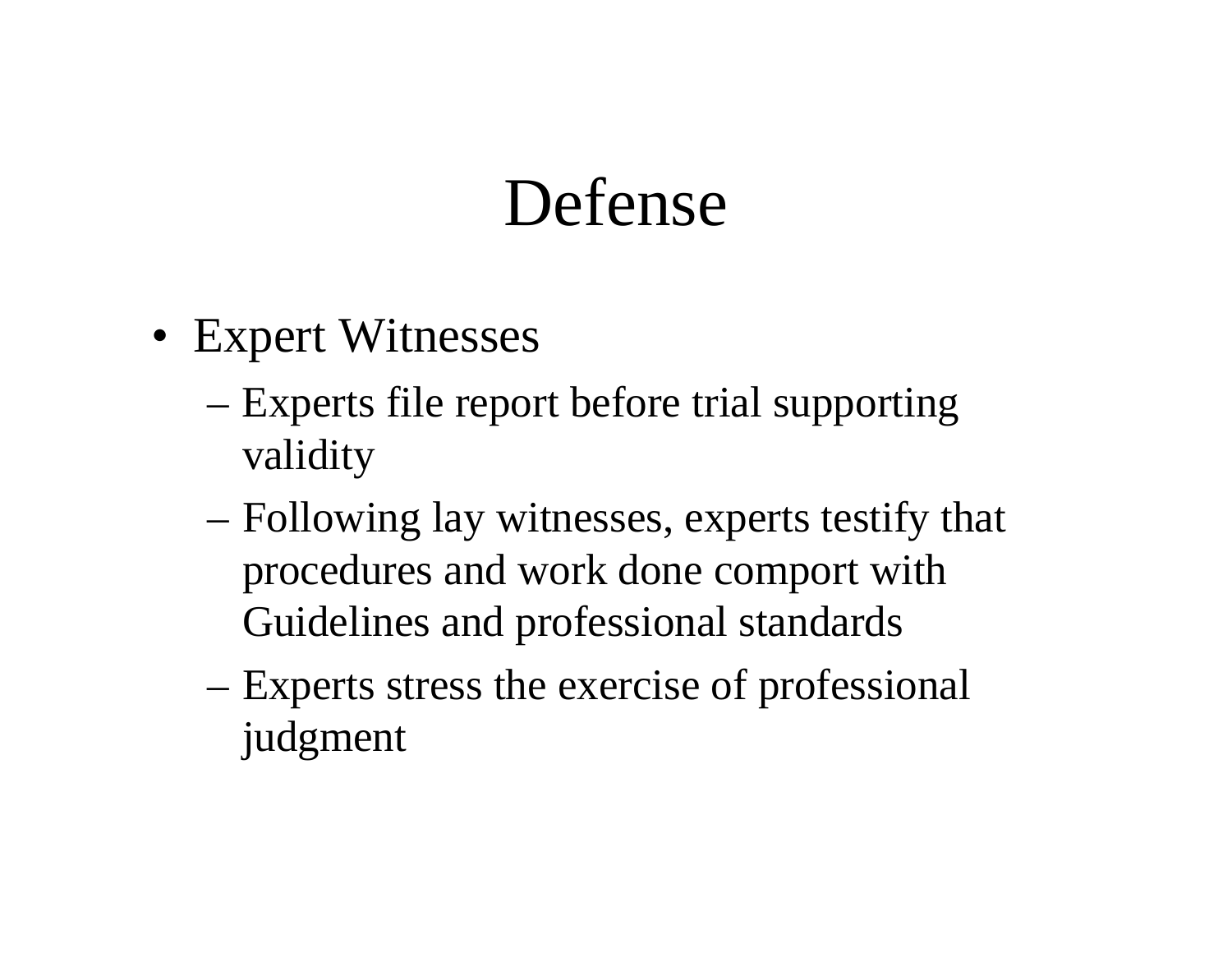# Defense

- Expert Witnesses
  - Experts file report before trial supporting validity
  - Following lay witnesses, experts testify that procedures and work done comport with Guidelines and professional standards
  - Experts stress the exercise of professional judgment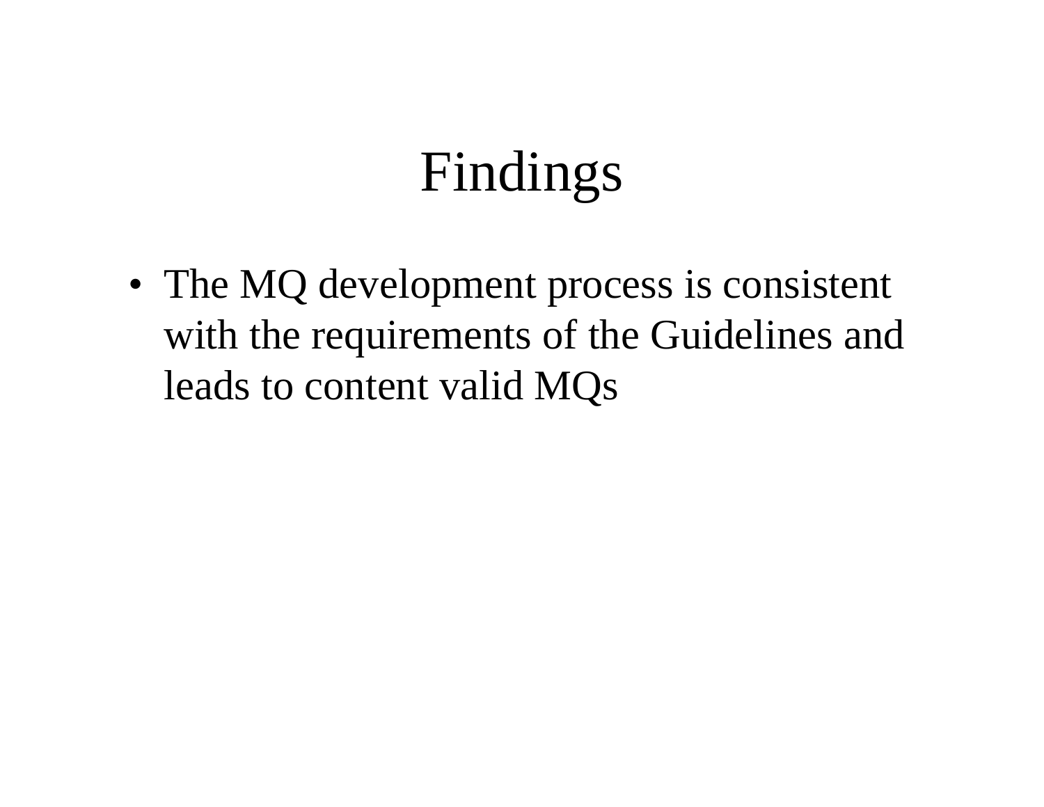# Findings

- The MQ development process is consistent with the requirements of the Guidelines and leads to content valid MQs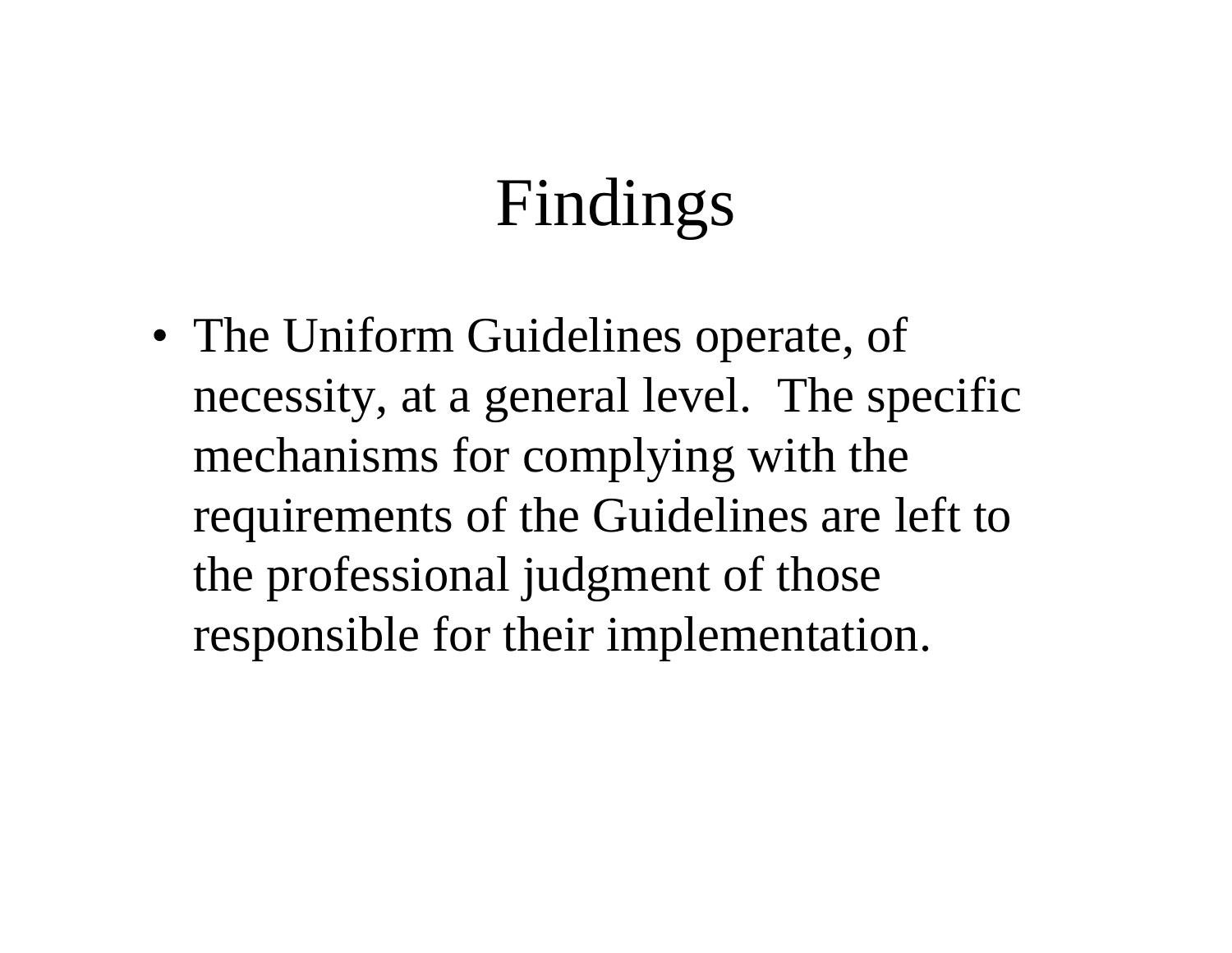# Findings

- The Uniform Guidelines operate, of necessity, at a general level. The specific mechanisms for complying with the requirements of the Guidelines are left to the professional judgment of those responsible for their implementation.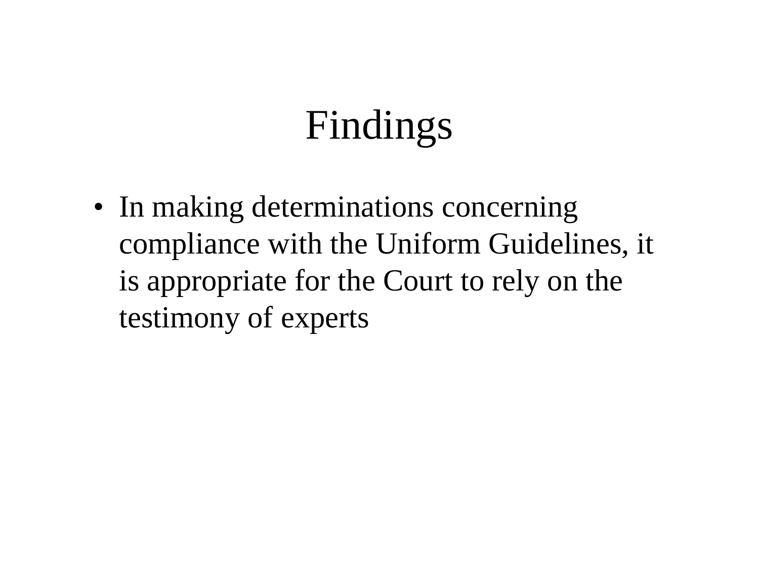# Findings

- In making determinations concerning compliance with the Uniform Guidelines, it is appropriate for the Court to rely on the testimony of experts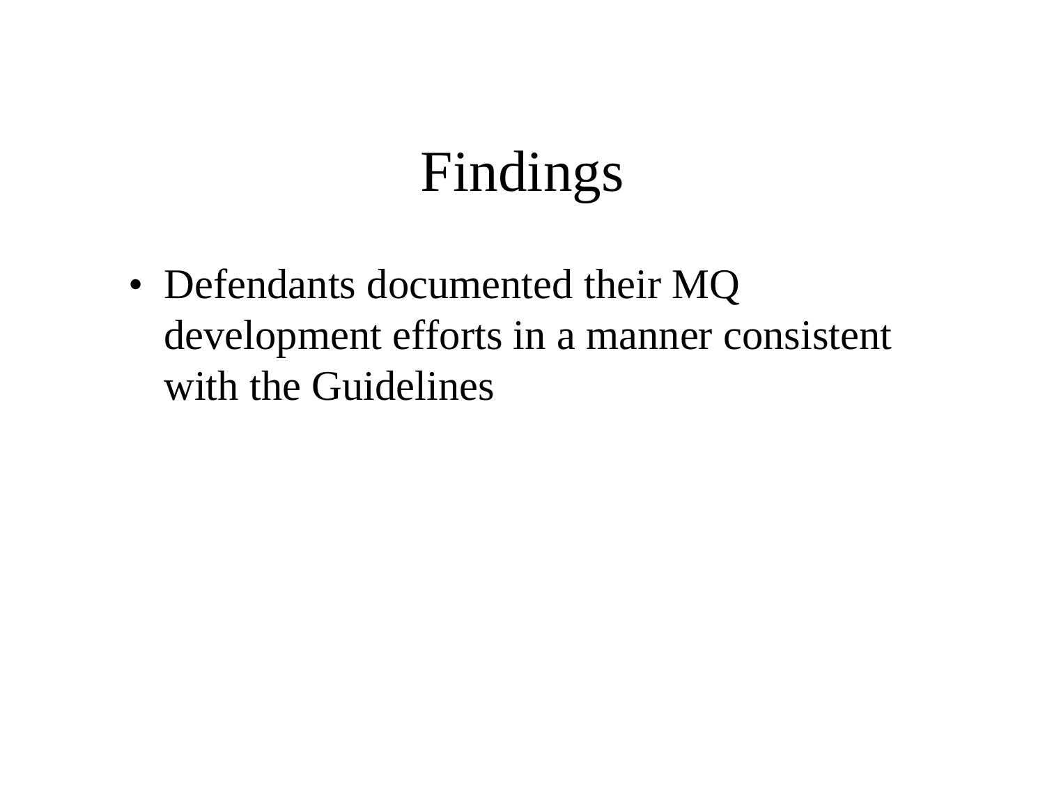# Findings

- Defendants documented their MQ development efforts in a manner consistent with the Guidelines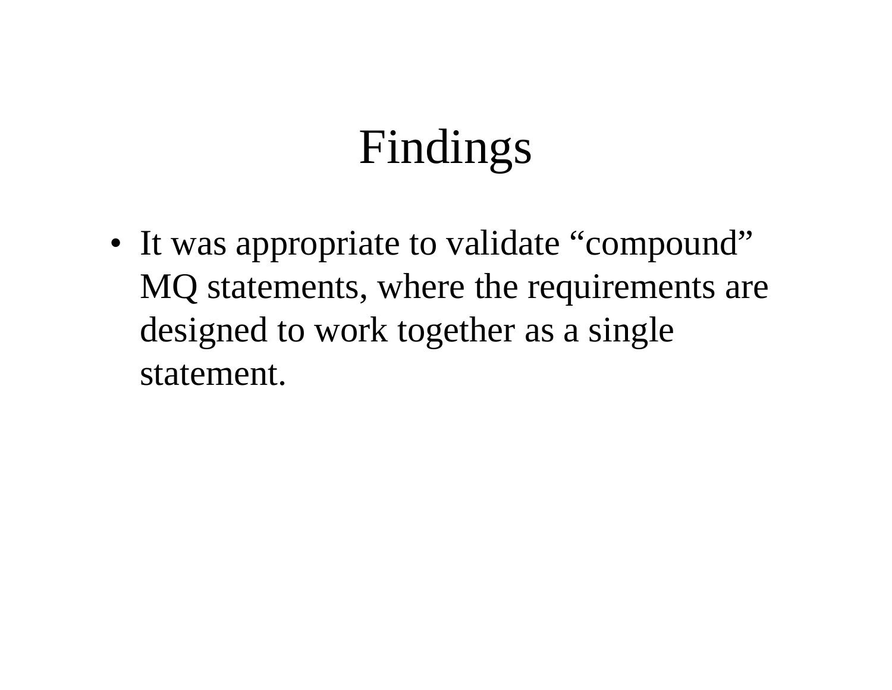# Findings

- It was appropriate to validate “compound” MQ statements, where the requirements are designed to work together as a single statement.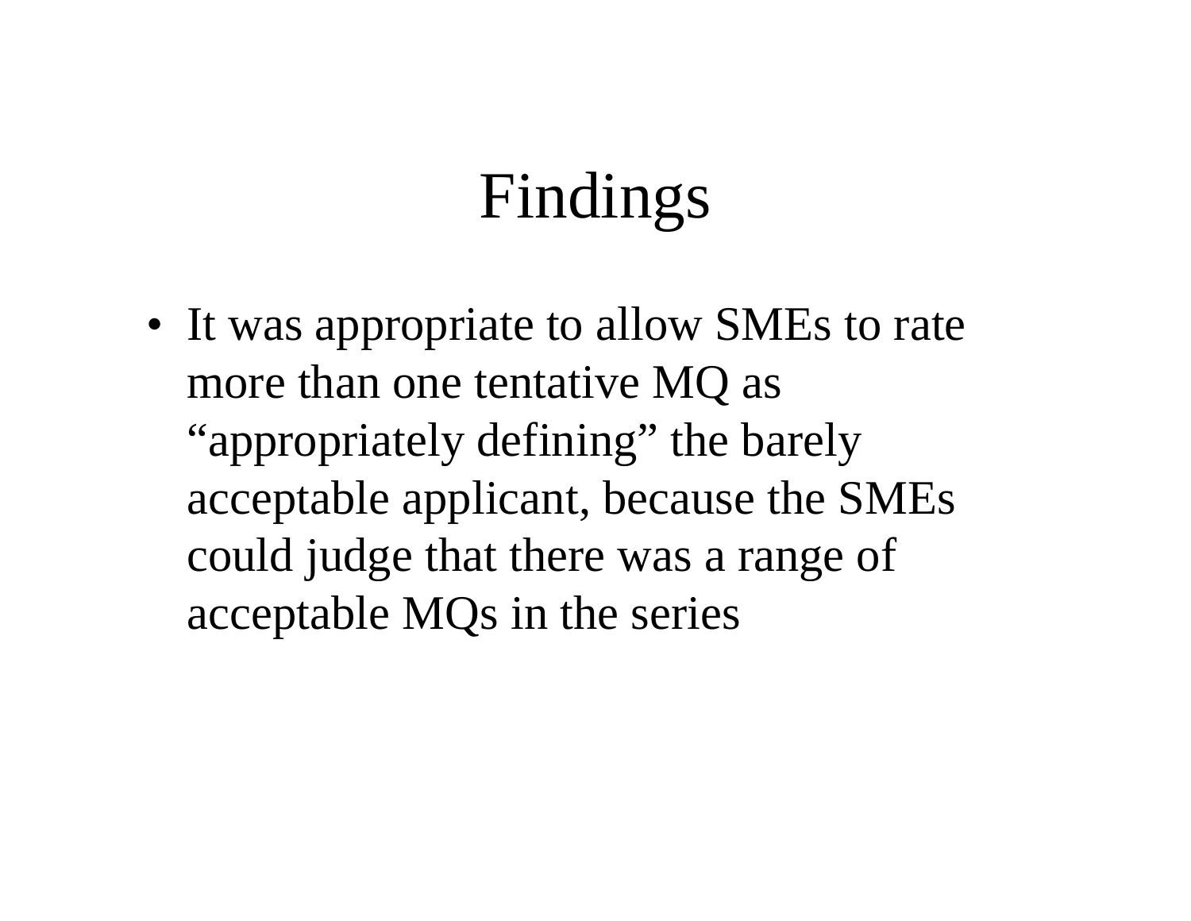# Findings

- It was appropriate to allow SMEs to rate more than one tentative MQ as "appropriately defining" the barely acceptable applicant, because the SMEs could judge that there was a range of acceptable MQs in the series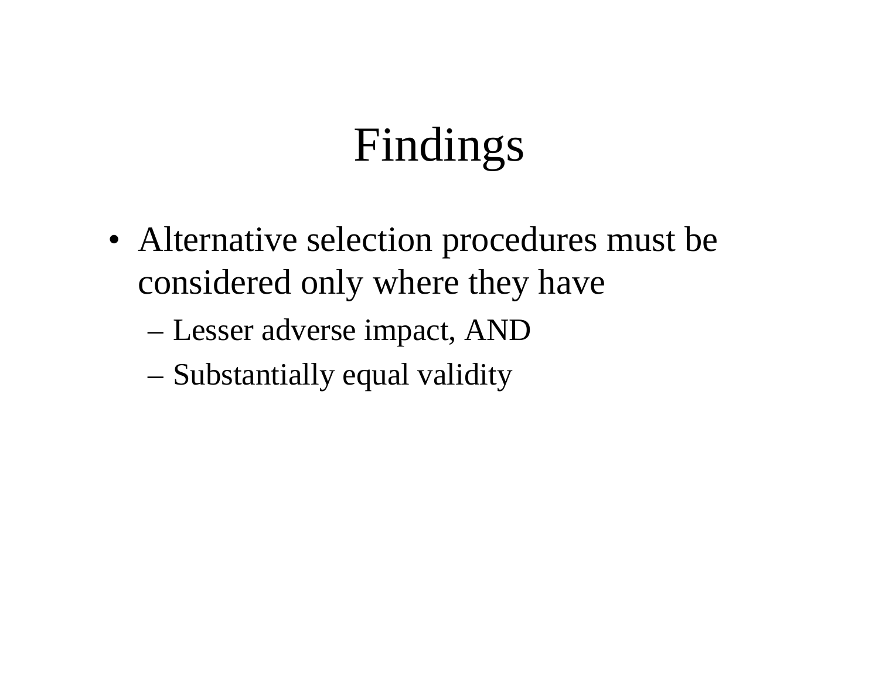# Findings

- Alternative selection procedures must be considered only where they have
  - Lesser adverse impact, AND
  - Substantially equal validity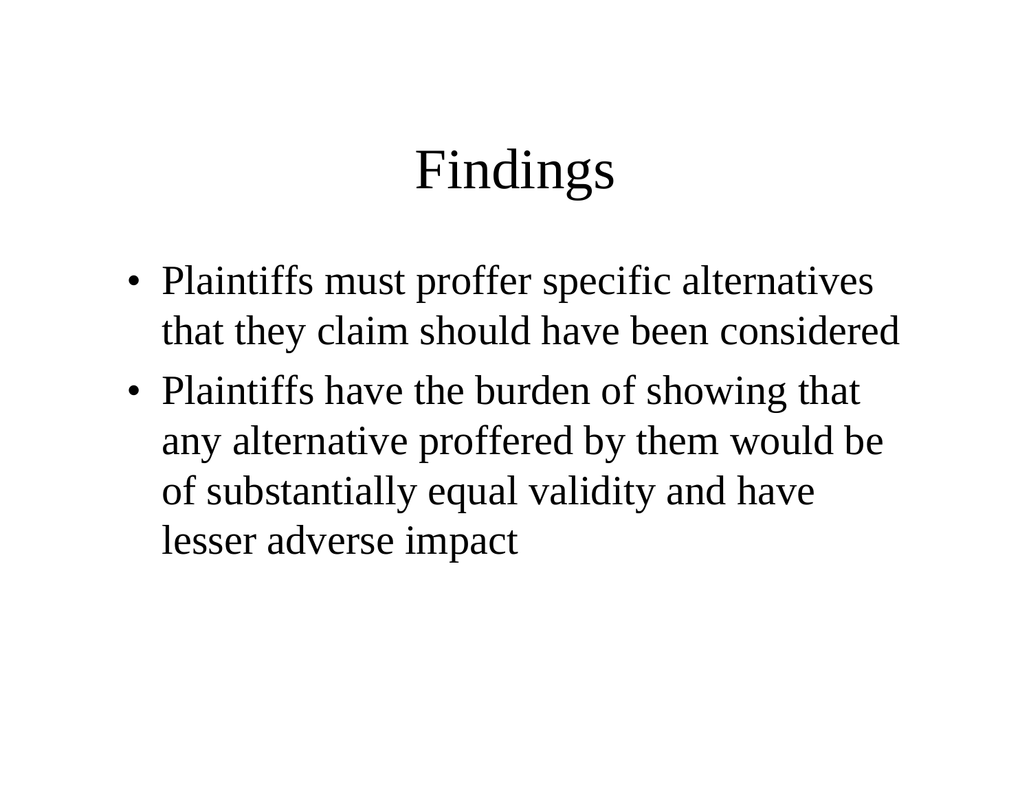# Findings

- Plaintiffs must proffer specific alternatives that they claim should have been considered
- Plaintiffs have the burden of showing that any alternative proffered by them would be of substantially equal validity and have lesser adverse impact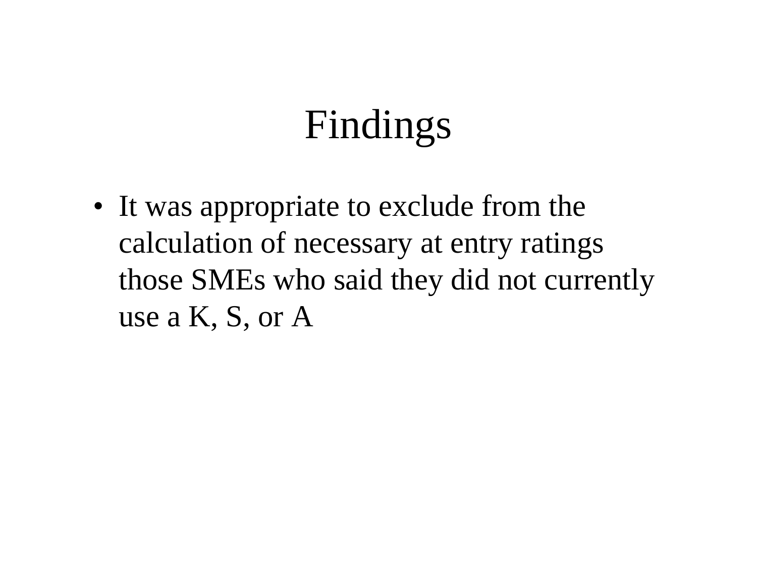# Findings

- It was appropriate to exclude from the calculation of necessary at entry ratings those SMEs who said they did not currently use a K, S, or A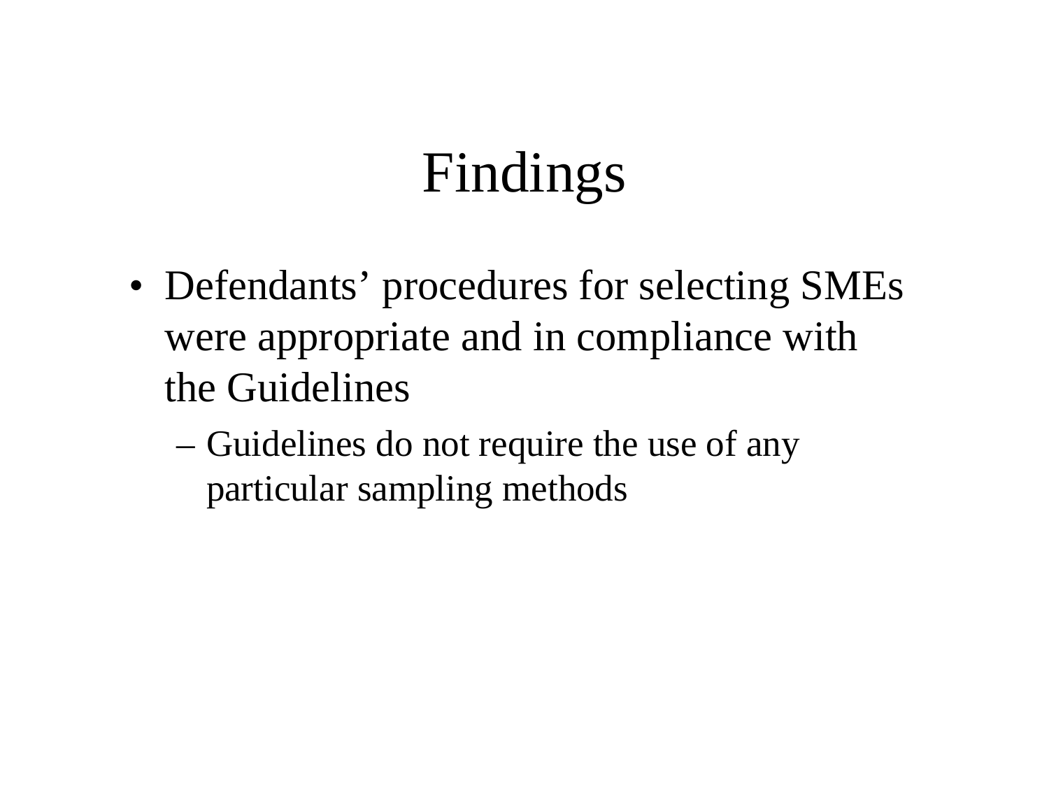# Findings

- Defendants' procedures for selecting SMEs were appropriate and in compliance with the Guidelines
  - Guidelines do not require the use of any particular sampling methods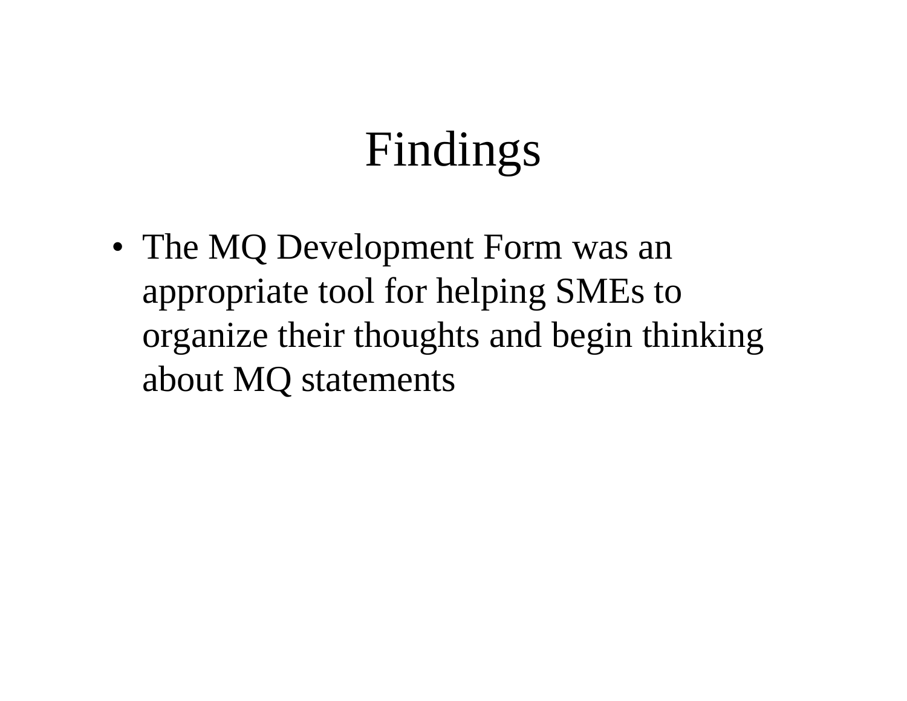# Findings

- The MQ Development Form was an appropriate tool for helping SMEs to organize their thoughts and begin thinking about MQ statements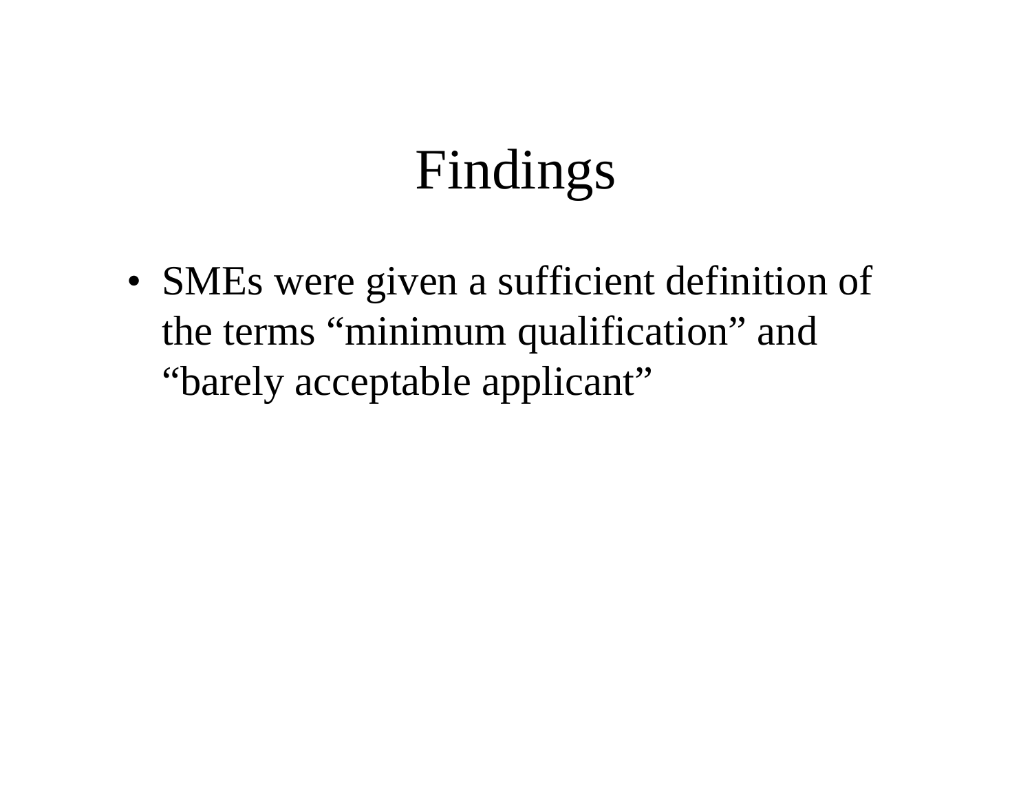# Findings

- SMEs were given a sufficient definition of the terms “minimum qualification” and “barely acceptable applicant”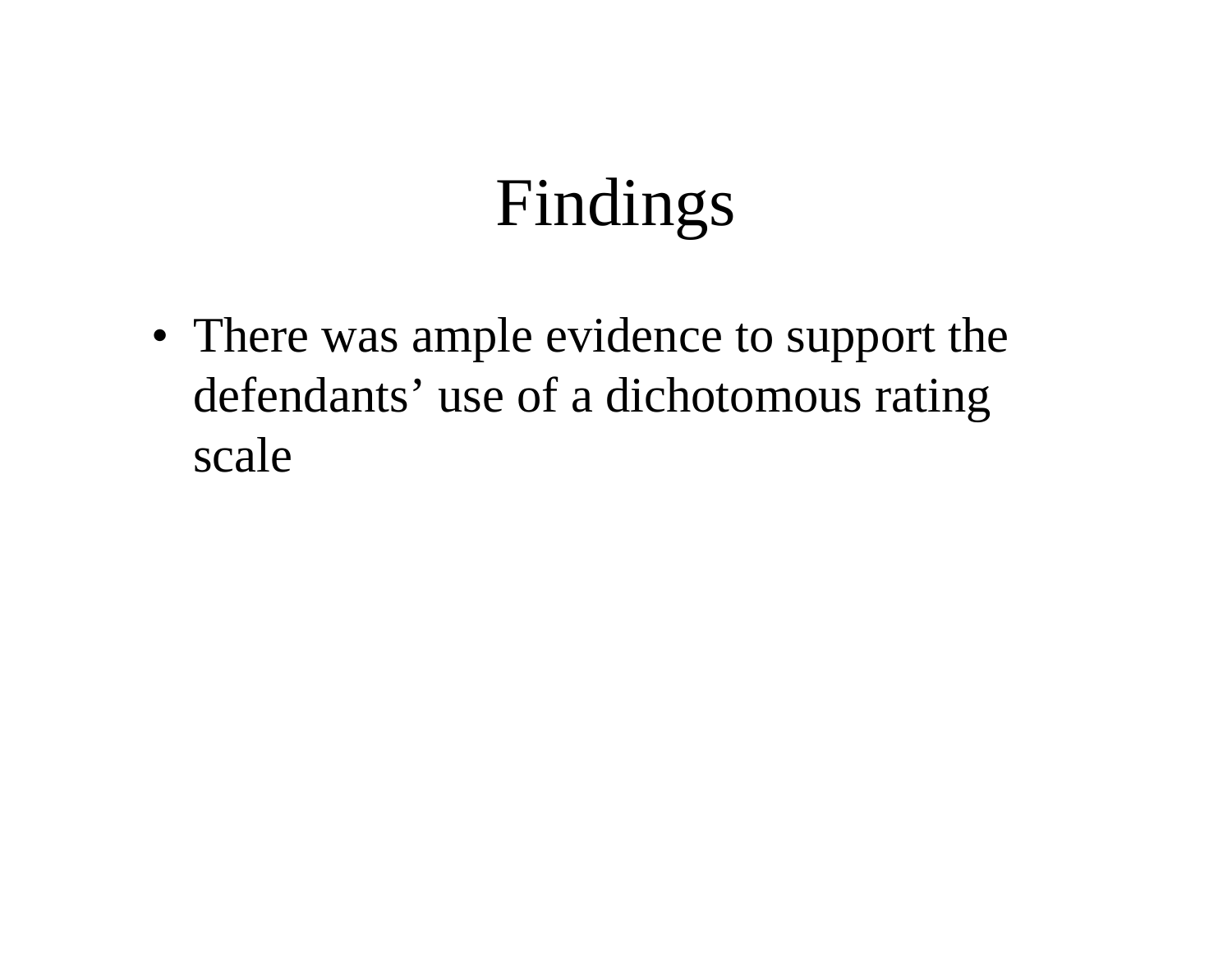# Findings

- There was ample evidence to support the defendants’ use of a dichotomous rating scale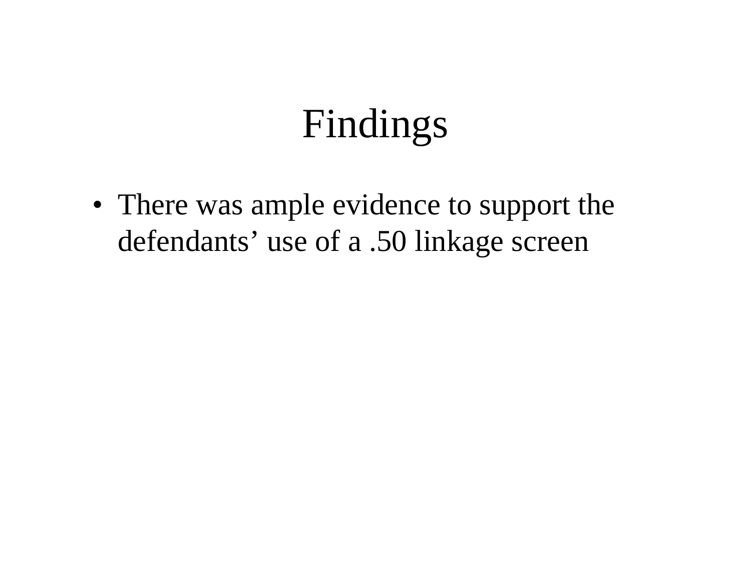# Findings

- There was ample evidence to support the defendants’ use of a .50 linkage screen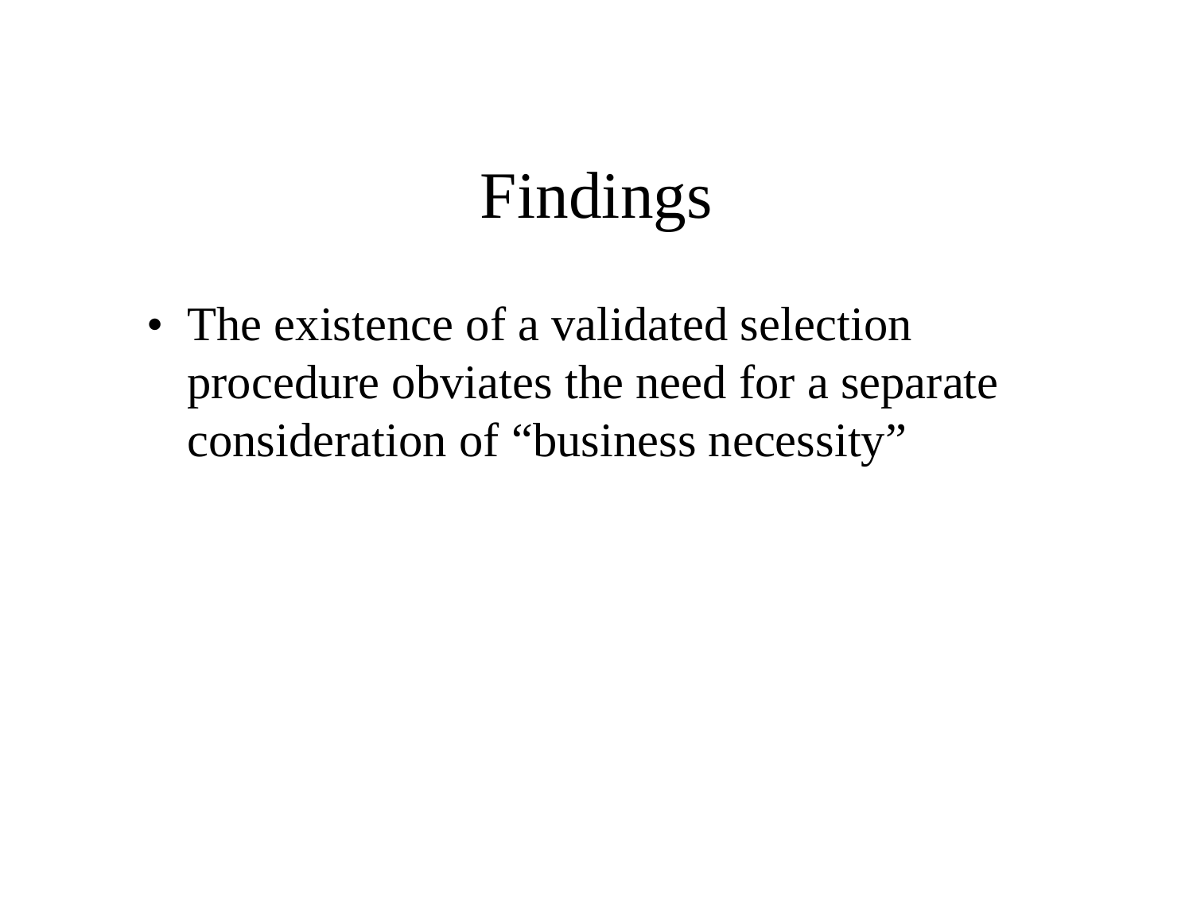# Findings

- The existence of a validated selection procedure obviates the need for a separate consideration of “business necessity”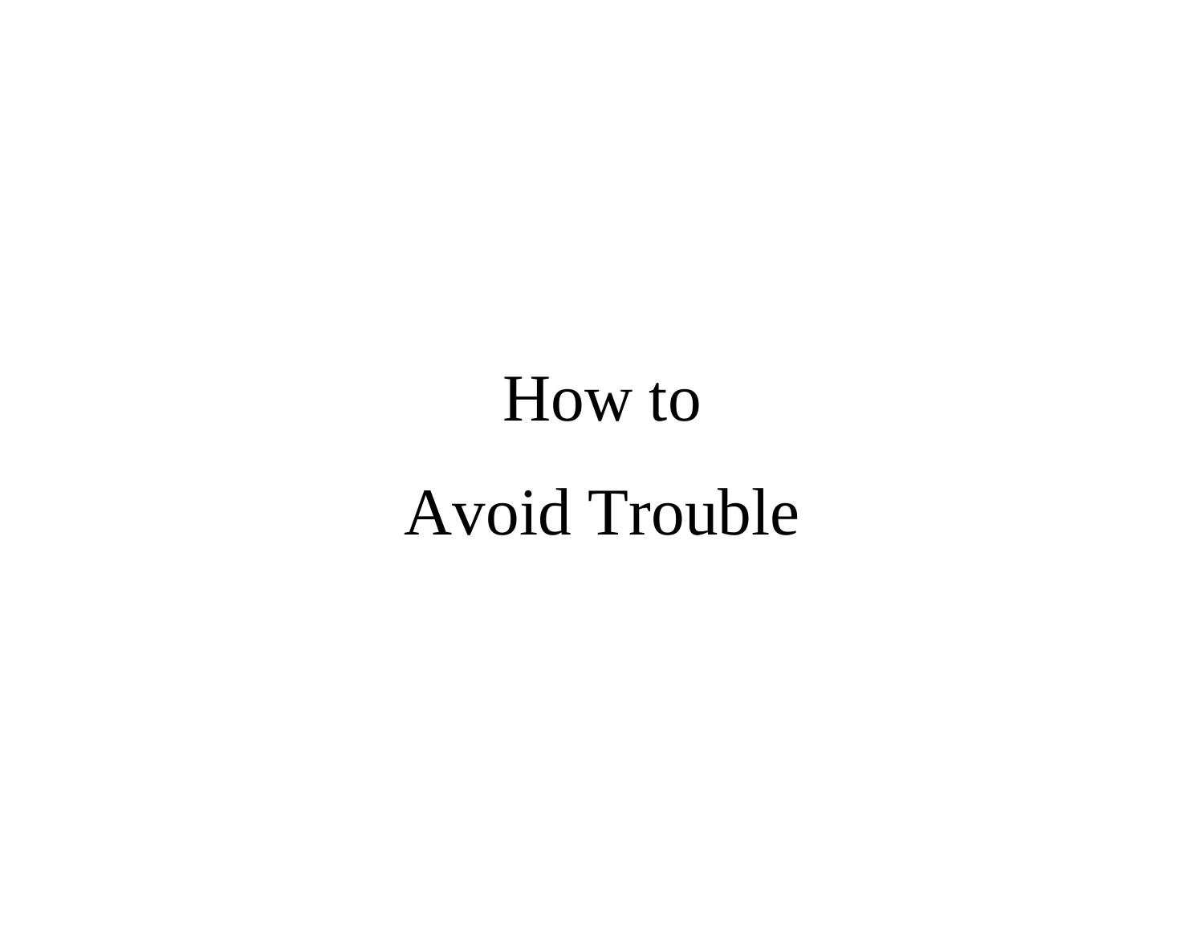# How to

# Avoid Trouble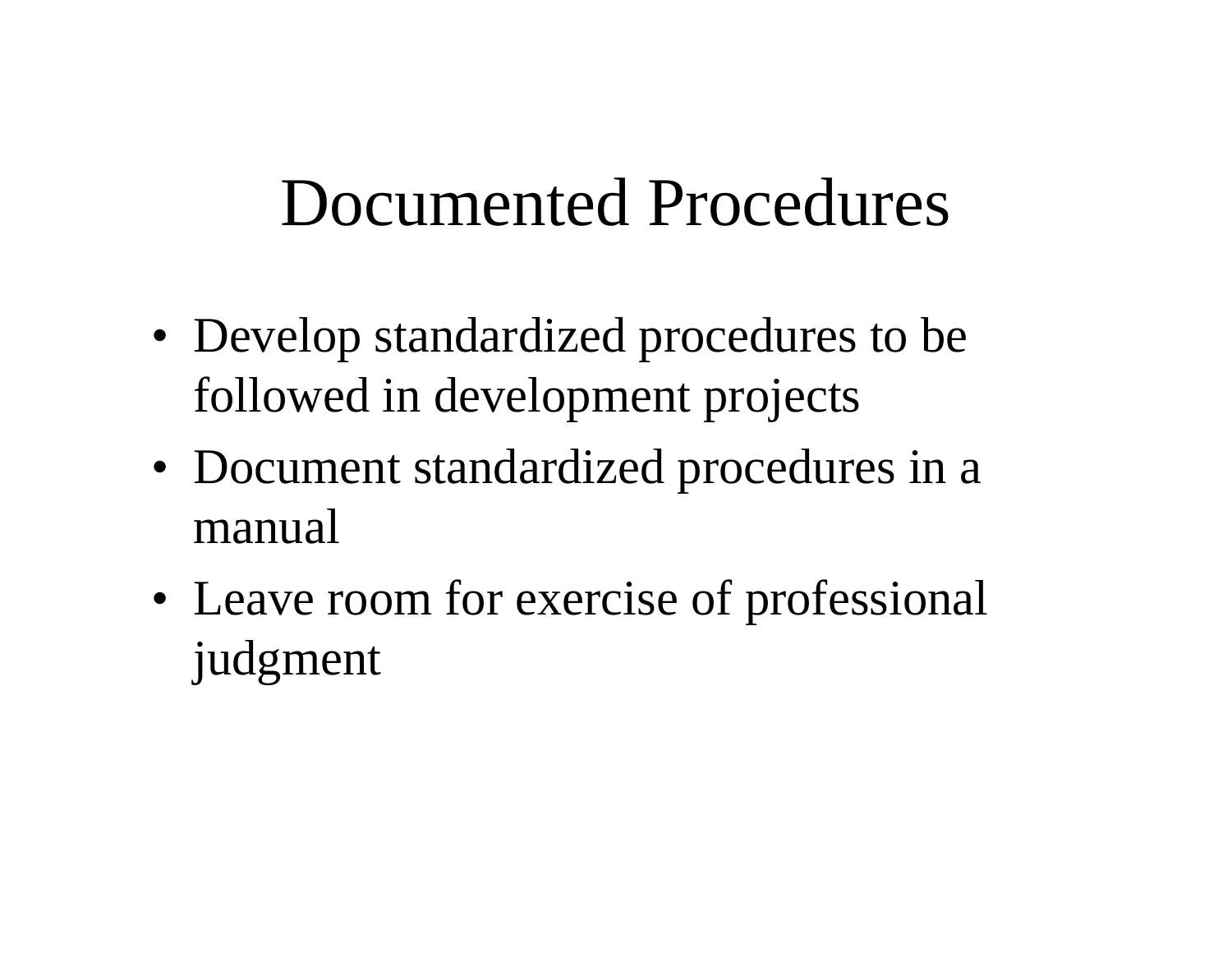# Documented Procedures

- Develop standardized procedures to be followed in development projects
- Document standardized procedures in a manual
- Leave room for exercise of professional judgment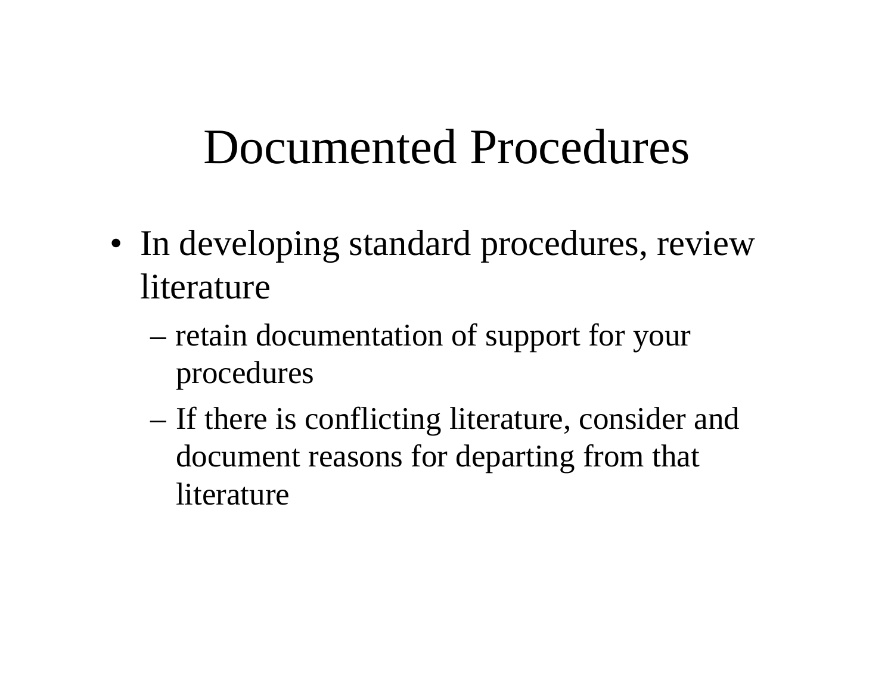# Documented Procedures

- In developing standard procedures, review literature
  - retain documentation of support for your procedures
  - If there is conflicting literature, consider and document reasons for departing from that literature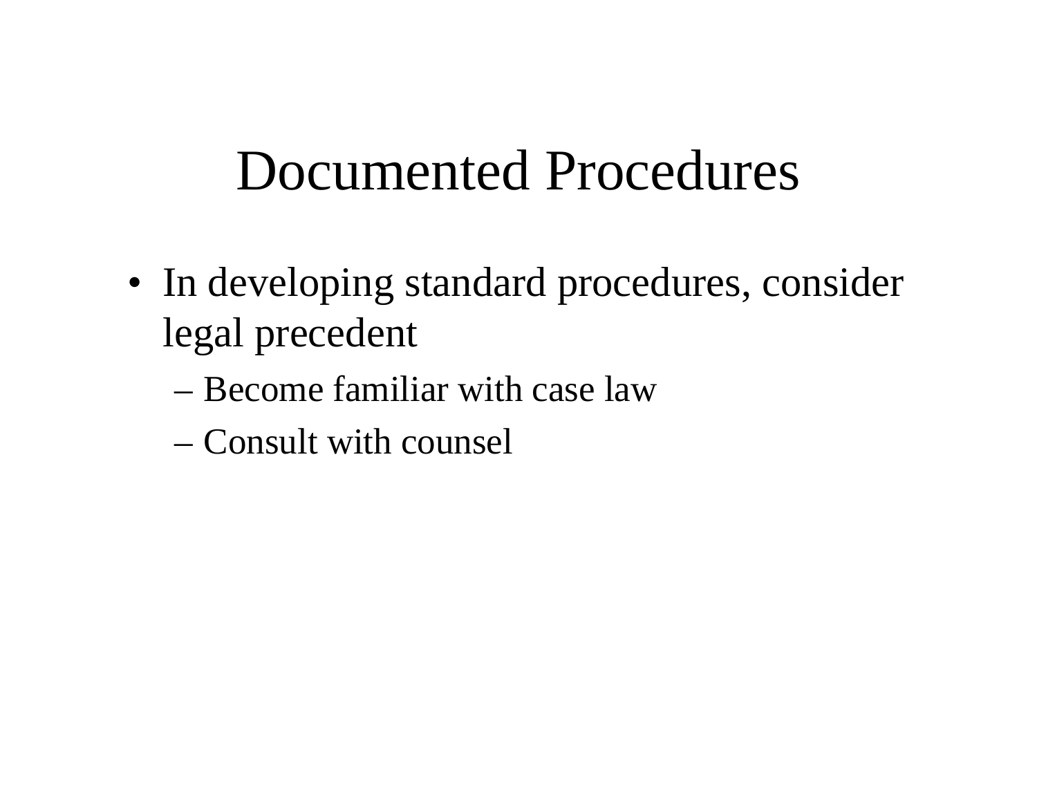# Documented Procedures

- In developing standard procedures, consider legal precedent
  - Become familiar with case law
  - Consult with counsel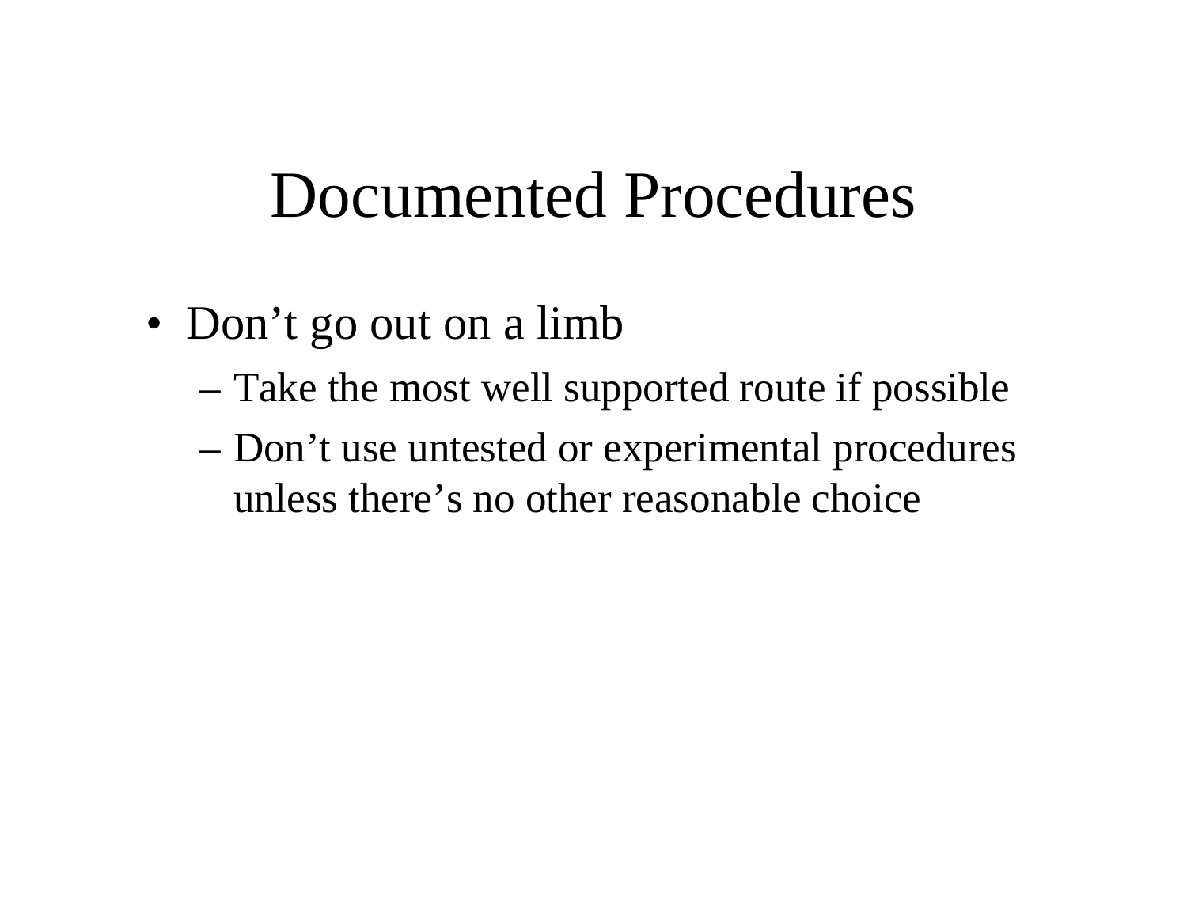# Documented Procedures

- Don’t go out on a limb
  - Take the most well supported route if possible
  - Don’t use untested or experimental procedures unless there’s no other reasonable choice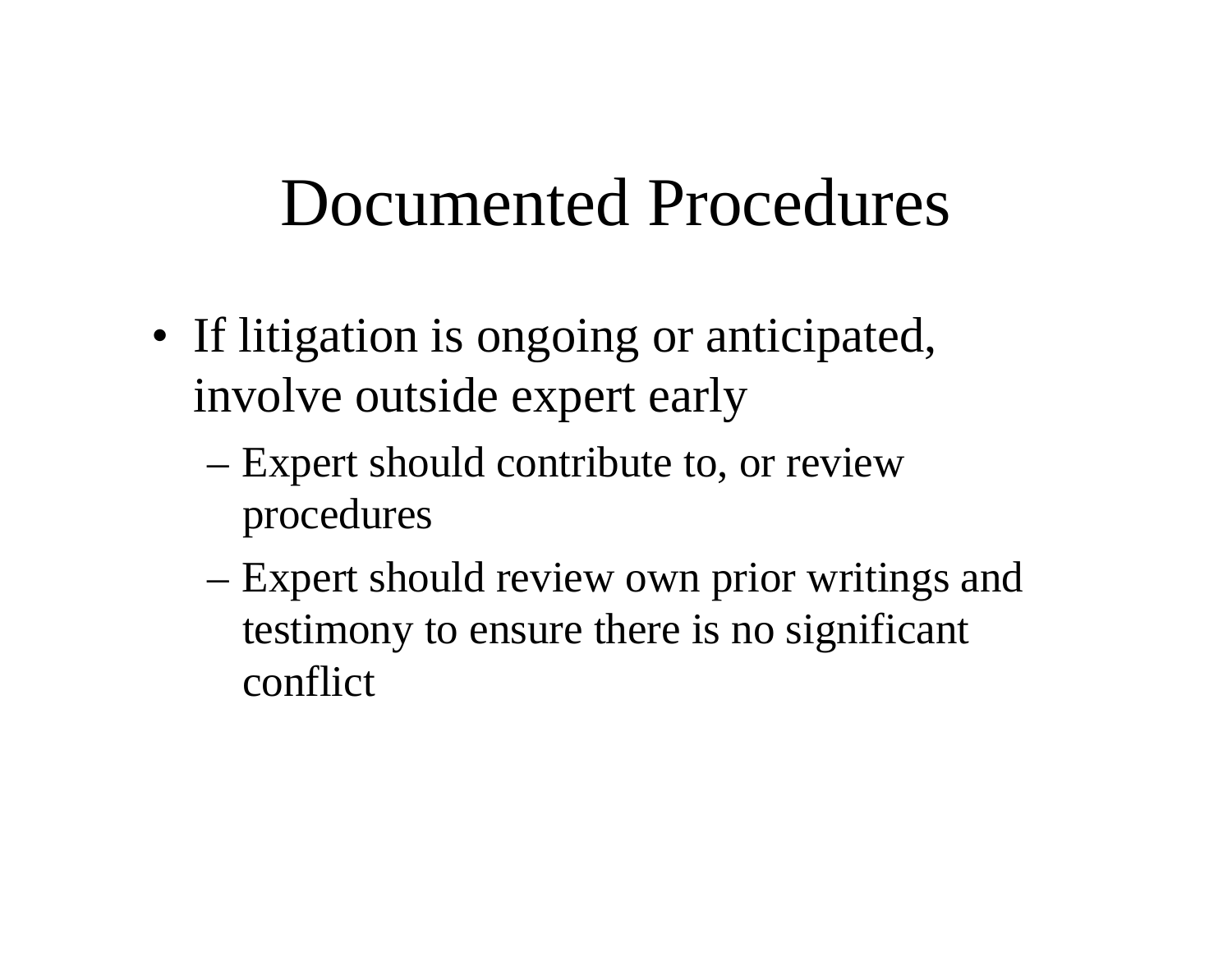# Documented Procedures

- If litigation is ongoing or anticipated, involve outside expert early
  - Expert should contribute to, or review procedures
  - Expert should review own prior writings and testimony to ensure there is no significant conflict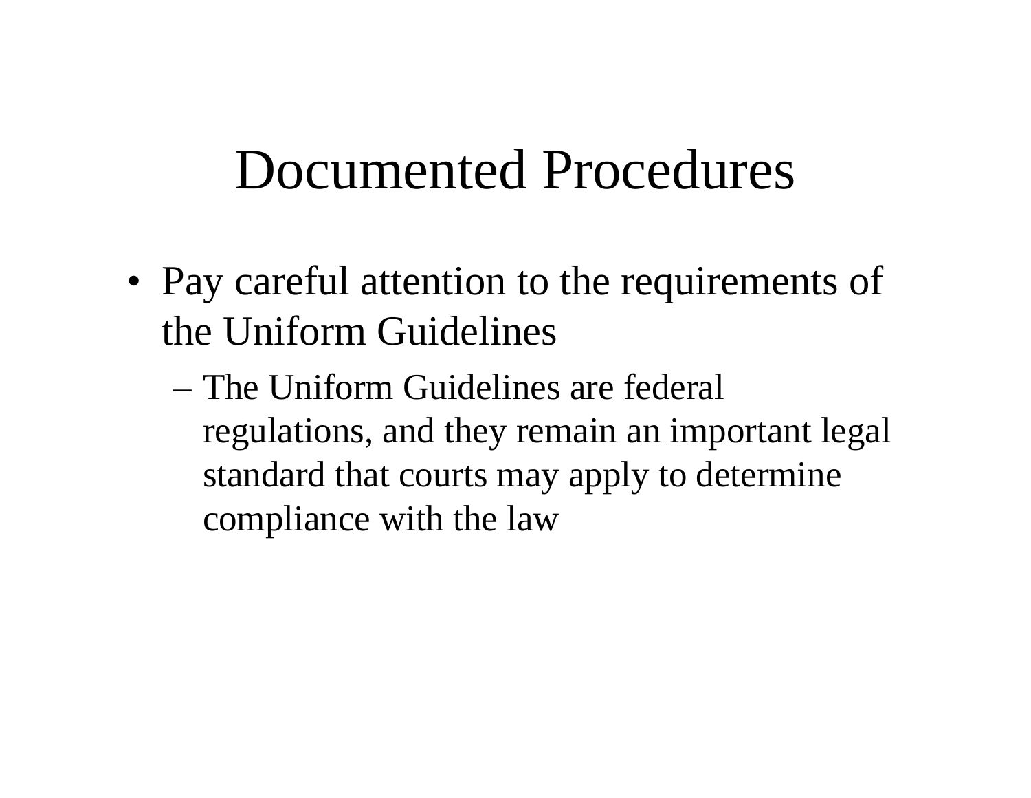# Documented Procedures

- Pay careful attention to the requirements of the Uniform Guidelines
  - The Uniform Guidelines are federal regulations, and they remain an important legal standard that courts may apply to determine compliance with the law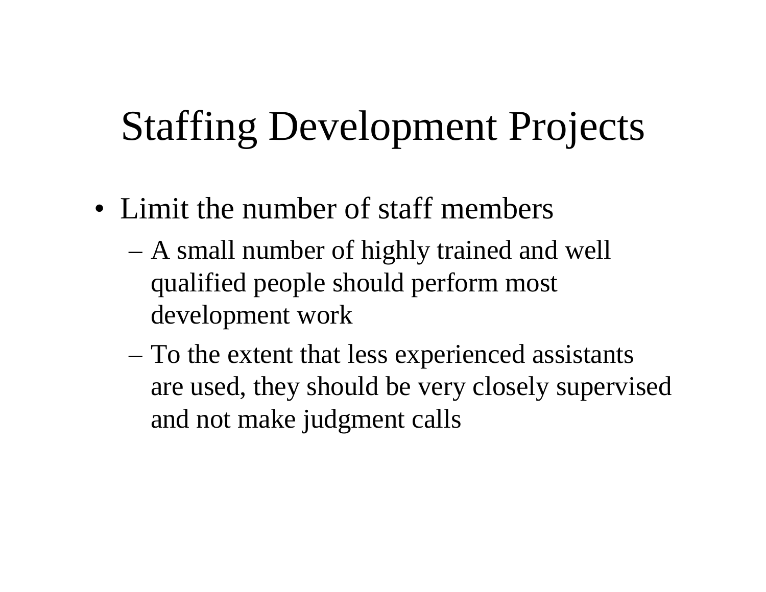# Staffing Development Projects

- Limit the number of staff members
  - A small number of highly trained and well qualified people should perform most development work
  - To the extent that less experienced assistants are used, they should be very closely supervised and not make judgment calls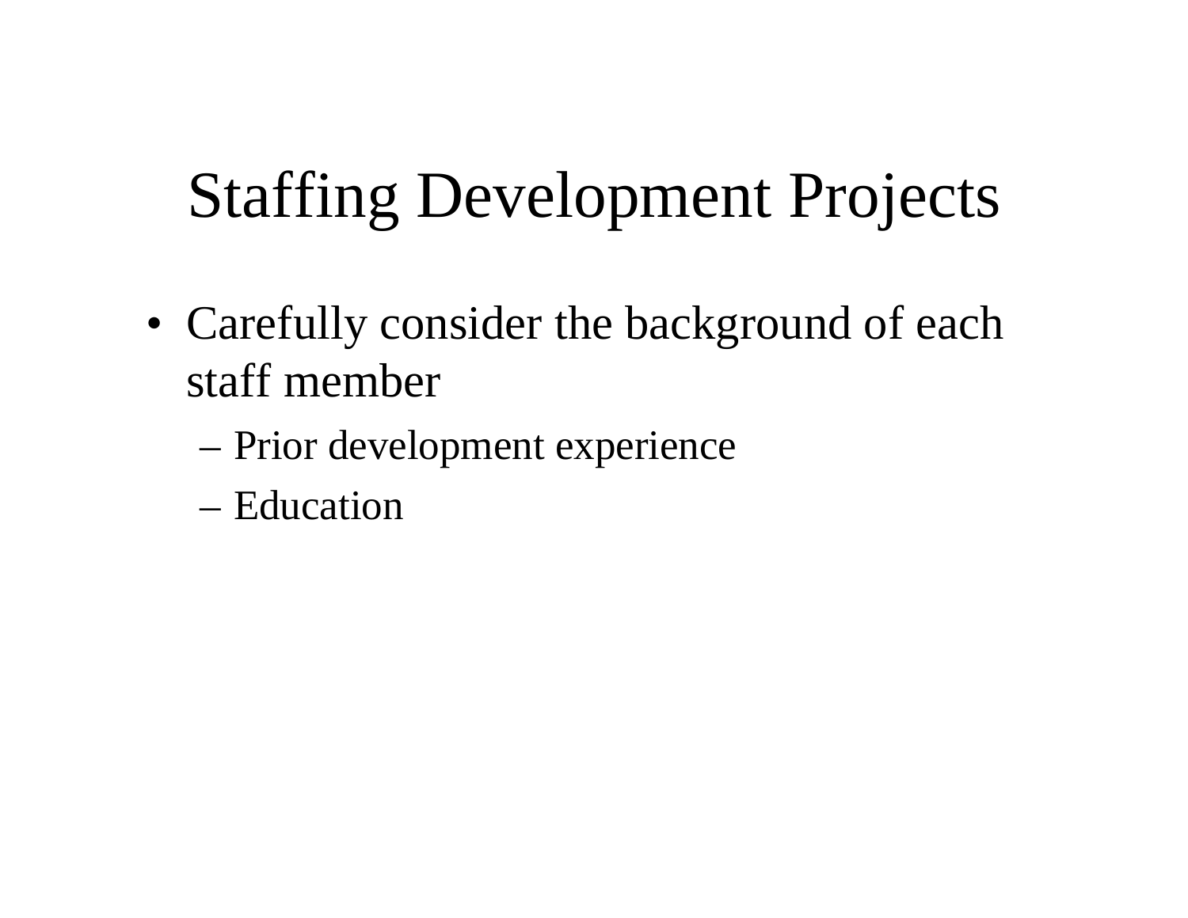# Staffing Development Projects

- Carefully consider the background of each staff member
  - Prior development experience
  - Education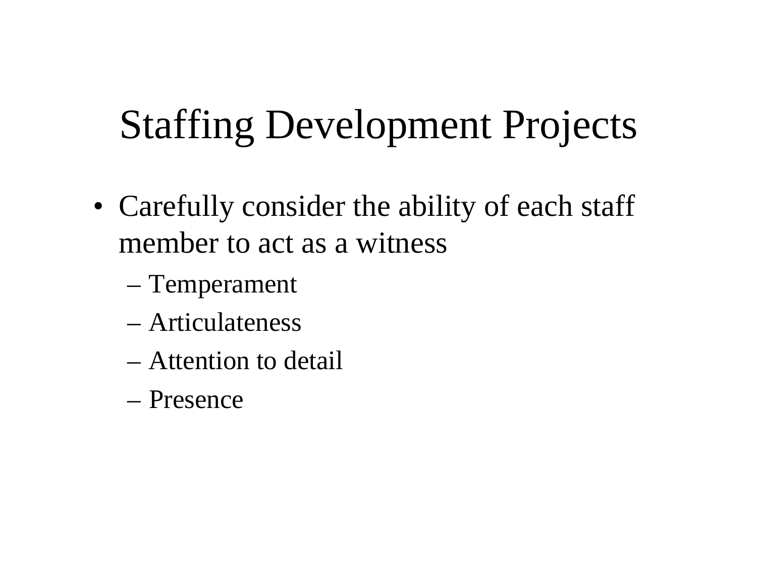# Staffing Development Projects

- Carefully consider the ability of each staff member to act as a witness
  - Temperament
  - Articulateness
  - Attention to detail
  - Presence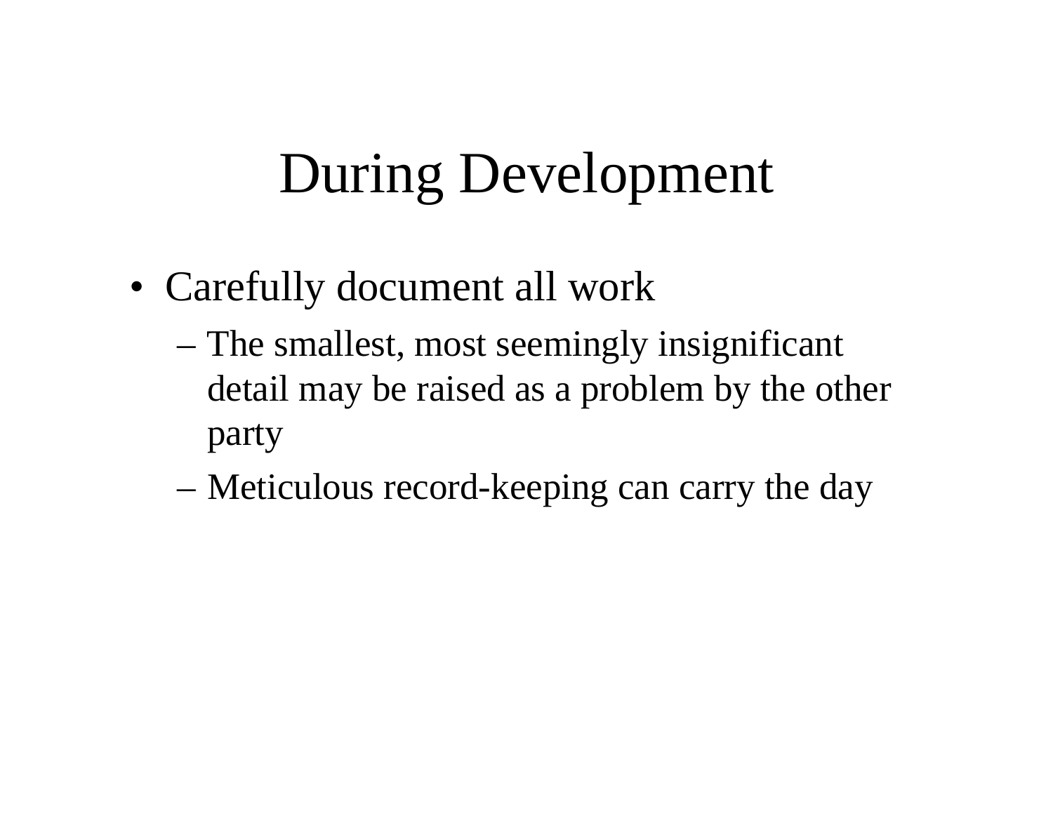# During Development

- Carefully document all work
  - The smallest, most seemingly insignificant detail may be raised as a problem by the other party
  - Meticulous record-keeping can carry the day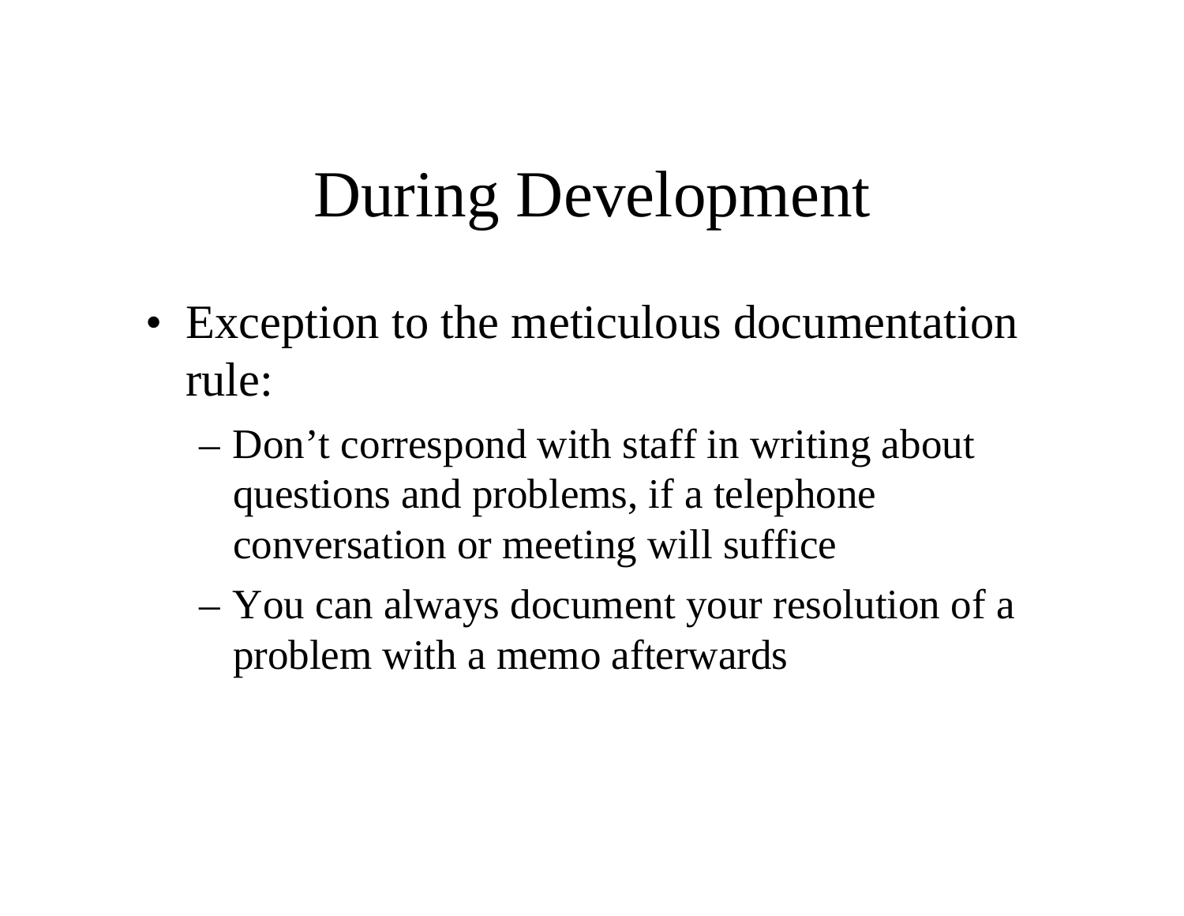# During Development

- Exception to the meticulous documentation rule:
  - Don’t correspond with staff in writing about questions and problems, if a telephone conversation or meeting will suffice
  - You can always document your resolution of a problem with a memo afterwards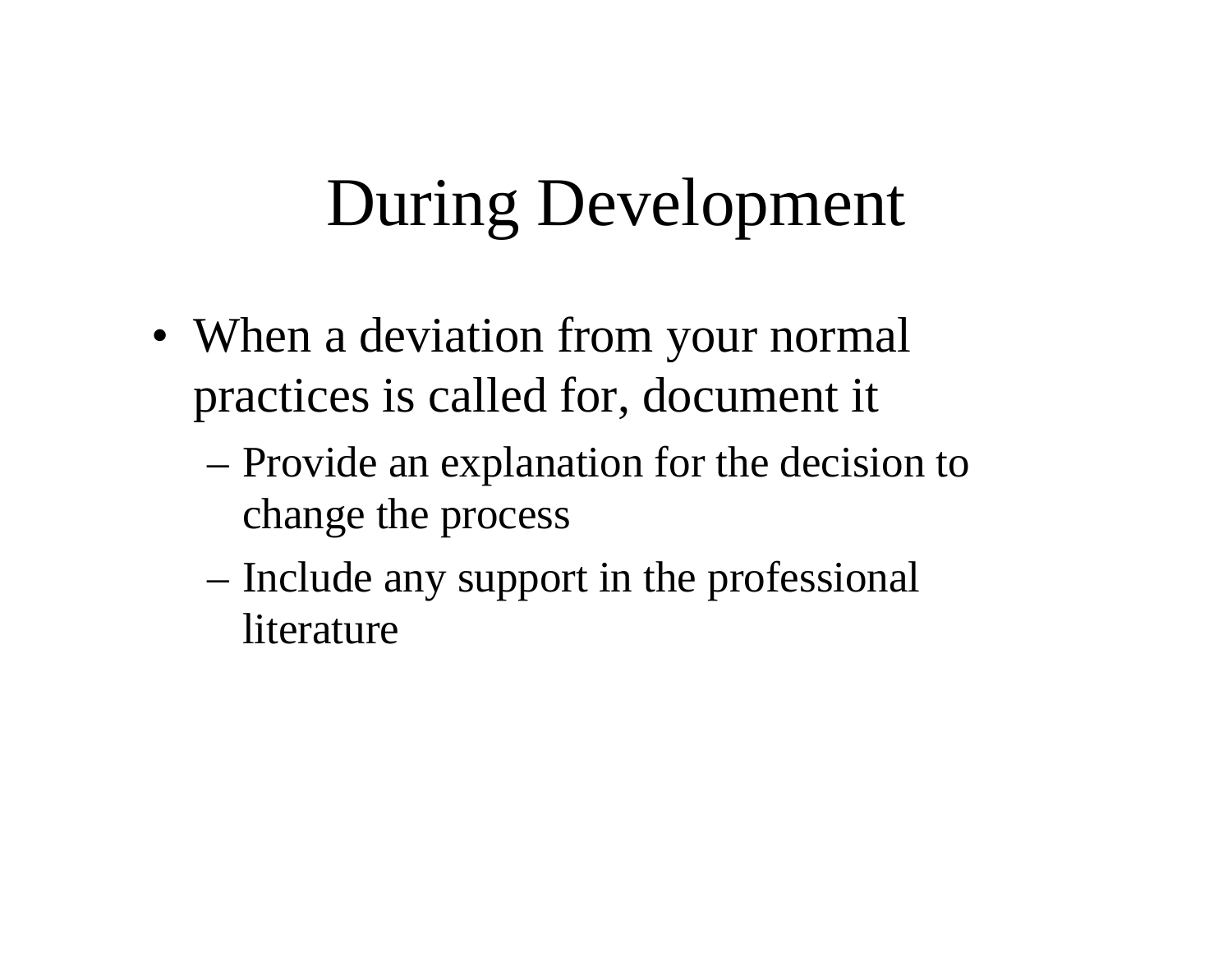# During Development

- When a deviation from your normal practices is called for, document it
  - Provide an explanation for the decision to change the process
  - Include any support in the professional literature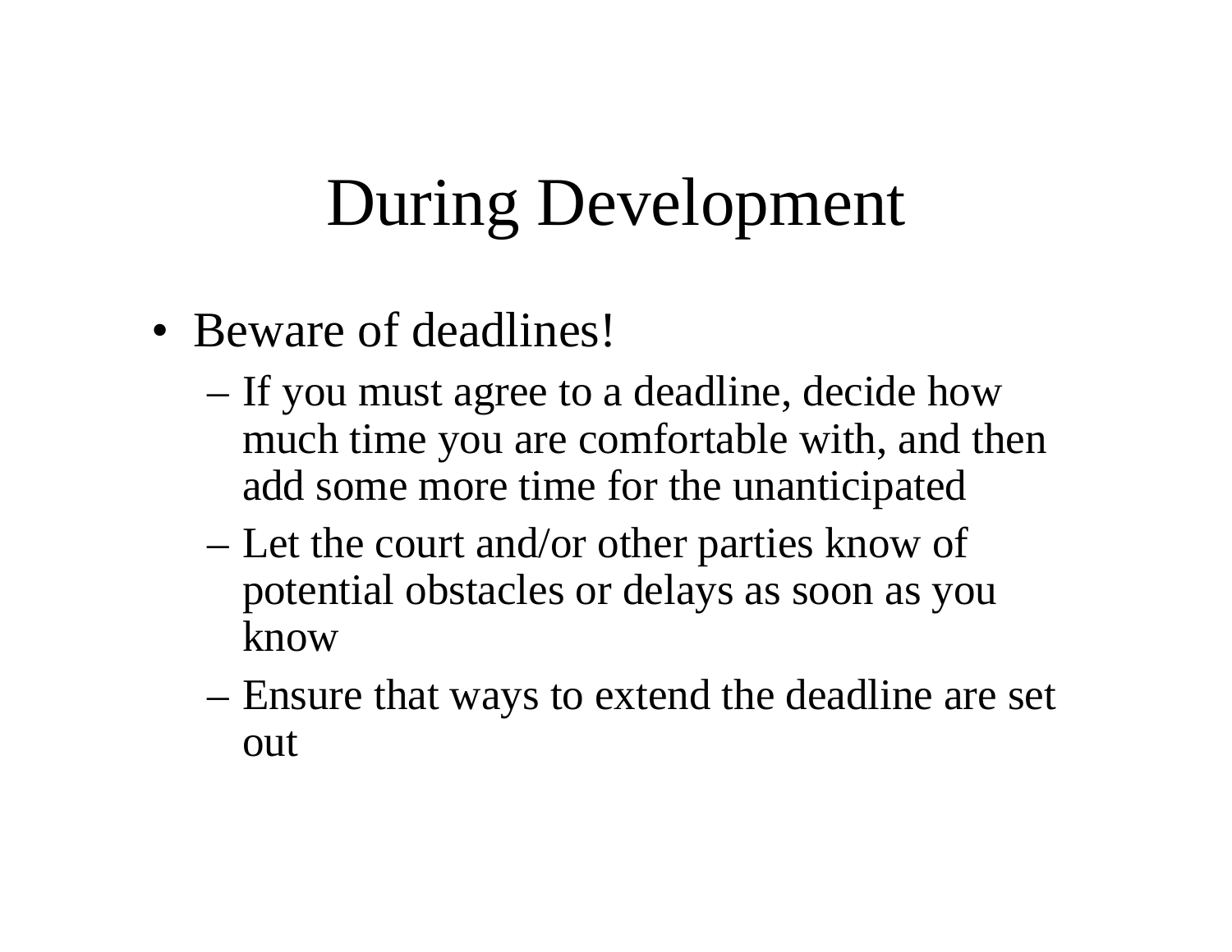# During Development

- Beware of deadlines!
  - If you must agree to a deadline, decide how much time you are comfortable with, and then add some more time for the unanticipated
  - Let the court and/or other parties know of potential obstacles or delays as soon as you know
  - Ensure that ways to extend the deadline are set out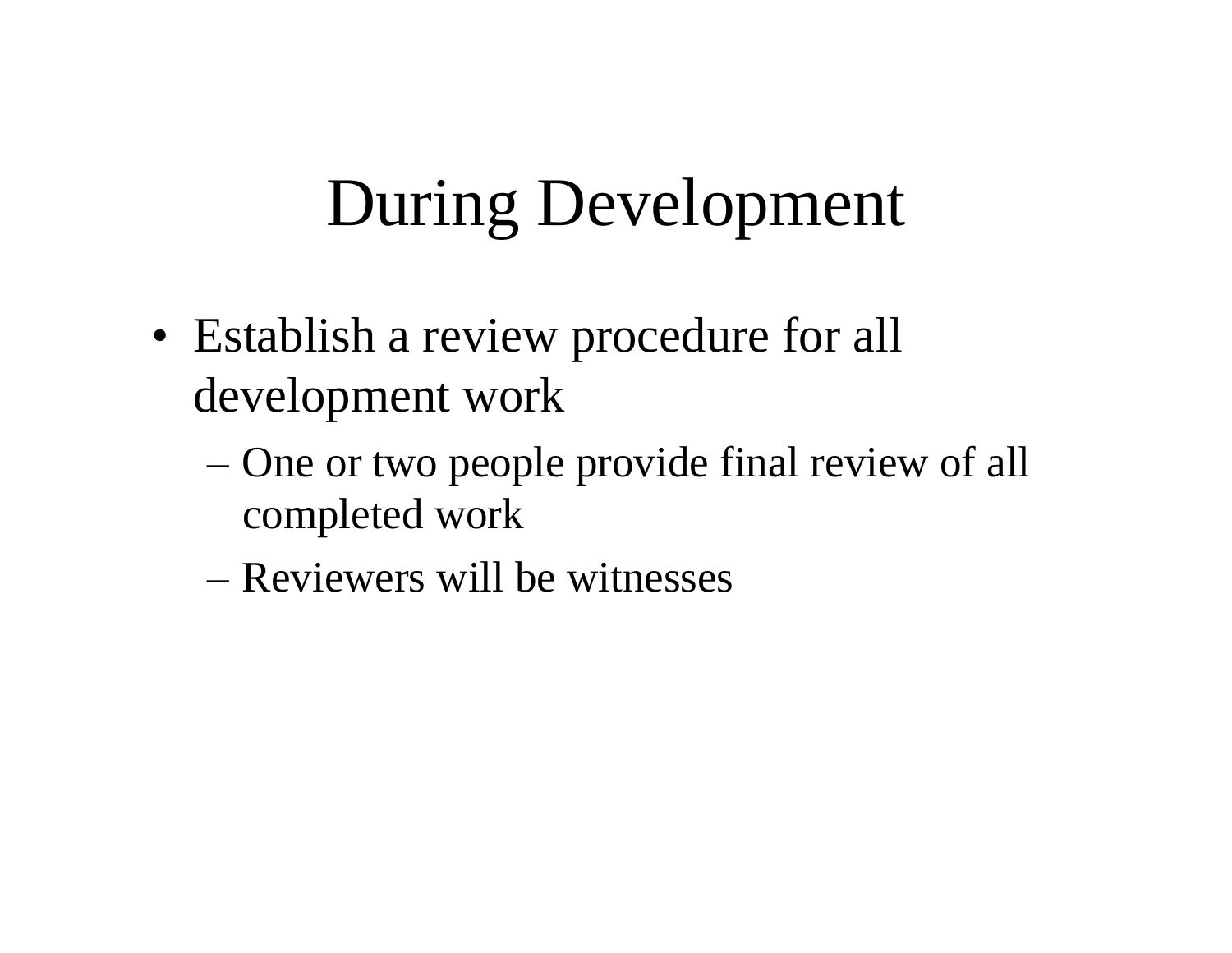# During Development

- Establish a review procedure for all development work
  - One or two people provide final review of all completed work
  - Reviewers will be witnesses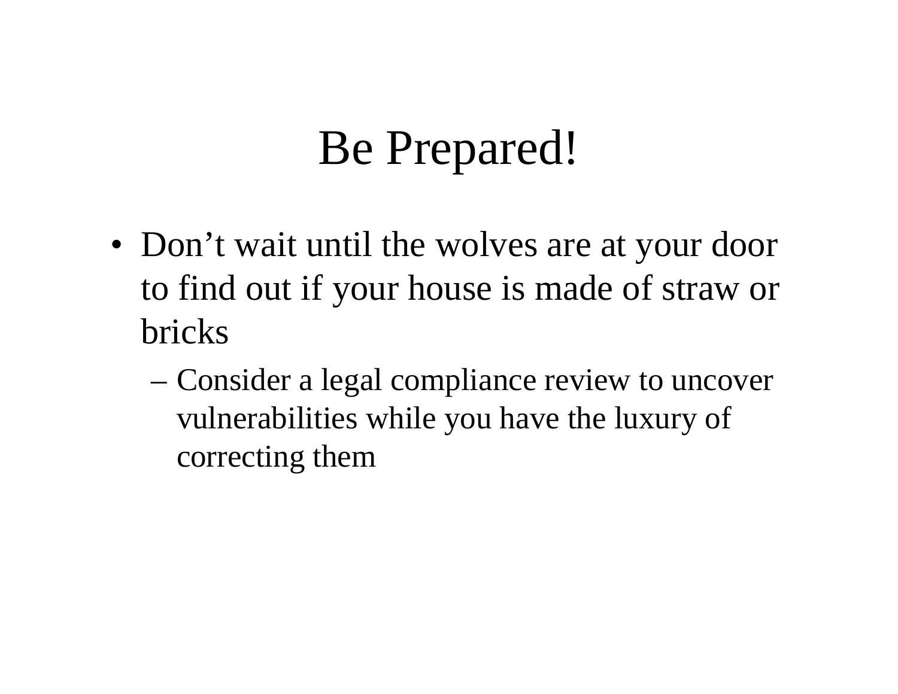# Be Prepared!

- Don’t wait until the wolves are at your door to find out if your house is made of straw or bricks
  - Consider a legal compliance review to uncover vulnerabilities while you have the luxury of correcting them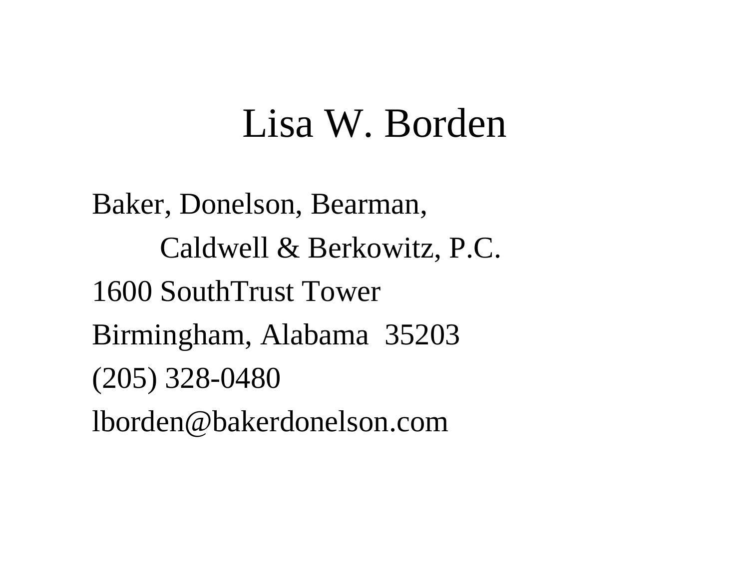# Lisa W. Borden

Baker, Donelson, Bearman,
    Caldwell & Berkowitz, P.C.
1600 SouthTrust Tower
Birmingham, Alabama 35203
(205) 328-0480
lborden@bakerdonelson.com